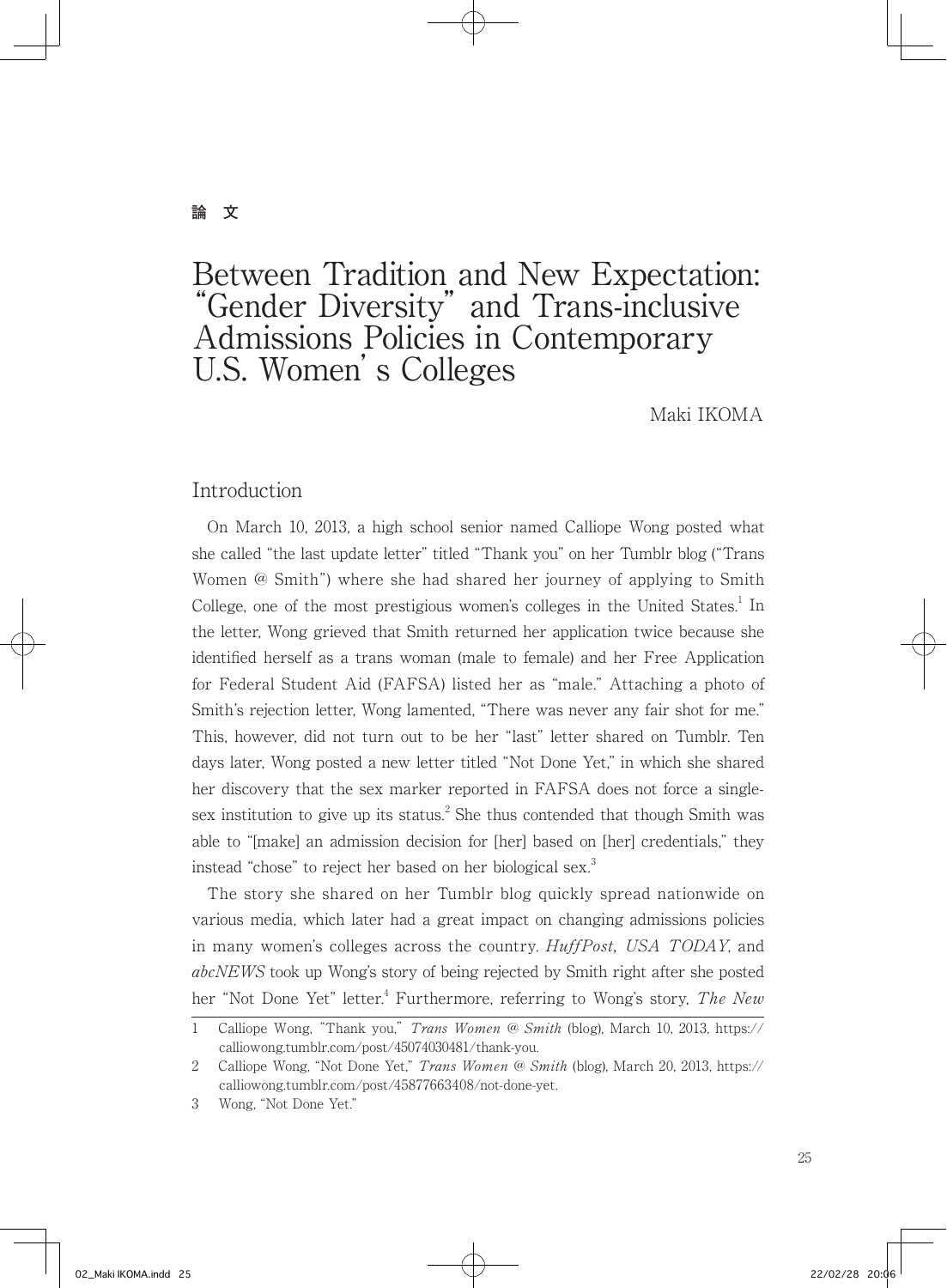論　文

# Between Tradition and New Expectation: "Gender Diversity" and Trans-inclusive Admissions Policies in Contemporary U.S. Women's Colleges

Maki IKOMA

## Introduction

On March 10, 2013, a high school senior named Calliope Wong posted what she called "the last update letter" titled "Thank you" on her Tumblr blog ("Trans Women @ Smith") where she had shared her journey of applying to Smith College, one of the most prestigious women's colleges in the United States.[1] In the letter, Wong grieved that Smith returned her application twice because she identified herself as a trans woman (male to female) and her Free Application for Federal Student Aid (FAFSA) listed her as "male." Attaching a photo of Smith's rejection letter, Wong lamented, "There was never any fair shot for me." This, however, did not turn out to be her "last" letter shared on Tumblr. Ten days later, Wong posted a new letter titled "Not Done Yet," in which she shared her discovery that the sex marker reported in FAFSA does not force a single-sex institution to give up its status.[2] She thus contended that though Smith was able to "[make] an admission decision for [her] based on [her] credentials," they instead "chose" to reject her based on her biological sex.[3]

The story she shared on her Tumblr blog quickly spread nationwide on various media, which later had a great impact on changing admissions policies in many women's colleges across the country. *HuffPost, USA TODAY*, and *abcNEWS* took up Wong's story of being rejected by Smith right after she posted her "Not Done Yet" letter.[4] Furthermore, referring to Wong's story, *The New*

1 Calliope Wong, "Thank you," *Trans Women @ Smith* (blog), March 10, 2013, https://calliowong.tumblr.com/post/45074030481/thank-you.

2 Calliope Wong, "Not Done Yet," *Trans Women @ Smith* (blog), March 20, 2013, https://calliowong.tumblr.com/post/45877663408/not-done-yet.

3 Wong, "Not Done Yet."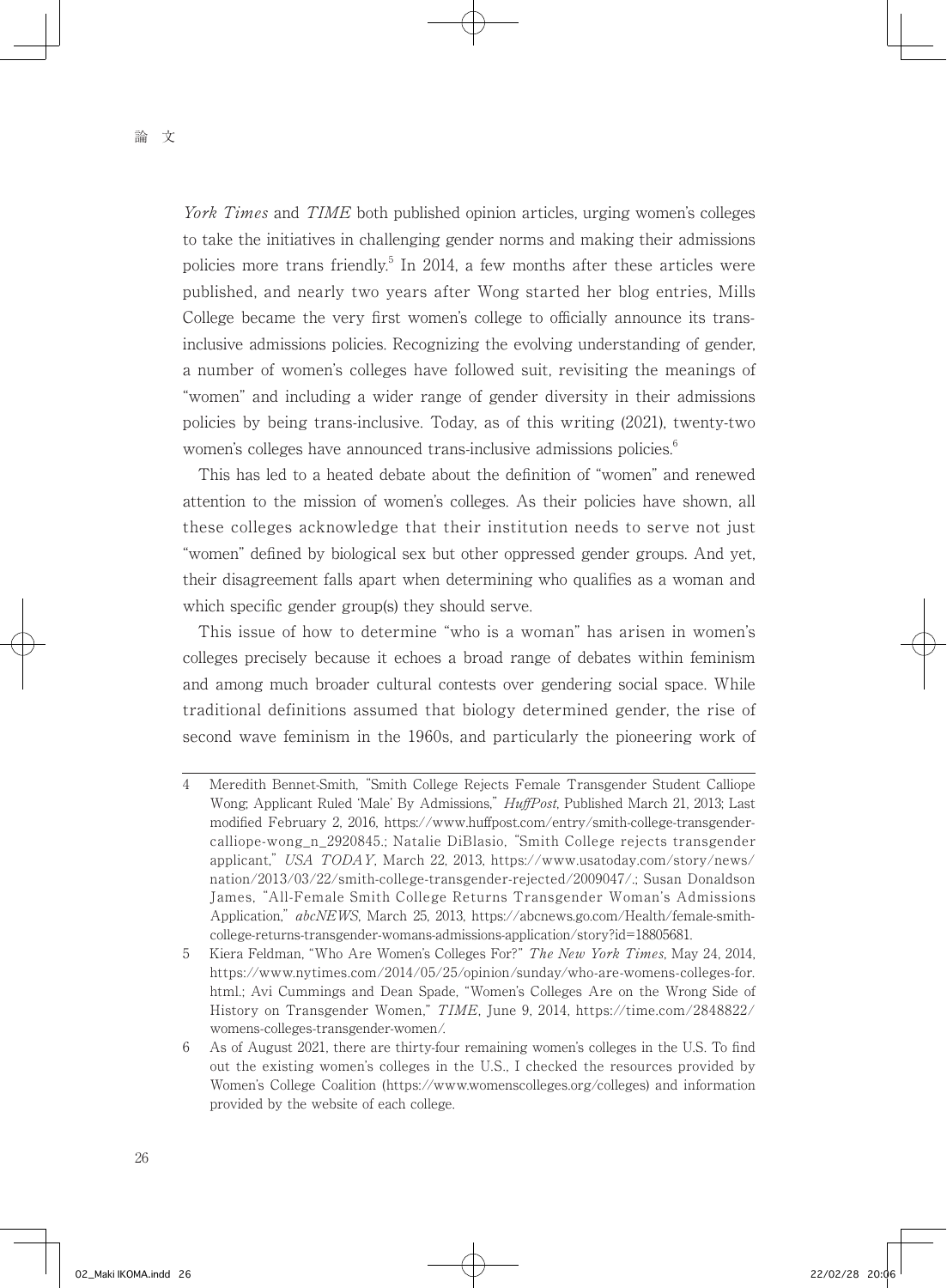*York Times* and *TIME* both published opinion articles, urging women's colleges to take the initiatives in challenging gender norms and making their admissions policies more trans friendly.[5] In 2014, a few months after these articles were published, and nearly two years after Wong started her blog entries, Mills College became the very first women's college to officially announce its trans-inclusive admissions policies. Recognizing the evolving understanding of gender, a number of women's colleges have followed suit, revisiting the meanings of "women" and including a wider range of gender diversity in their admissions policies by being trans-inclusive. Today, as of this writing (2021), twenty-two women's colleges have announced trans-inclusive admissions policies.[6]

This has led to a heated debate about the definition of "women" and renewed attention to the mission of women's colleges. As their policies have shown, all these colleges acknowledge that their institution needs to serve not just "women" defined by biological sex but other oppressed gender groups. And yet, their disagreement falls apart when determining who qualifies as a woman and which specific gender group(s) they should serve.

This issue of how to determine "who is a woman" has arisen in women's colleges precisely because it echoes a broad range of debates within feminism and among much broader cultural contests over gendering social space. While traditional definitions assumed that biology determined gender, the rise of second wave feminism in the 1960s, and particularly the pioneering work of

---

4 Meredith Bennet-Smith, "Smith College Rejects Female Transgender Student Calliope Wong; Applicant Ruled 'Male' By Admissions," *HuffPost*, Published March 21, 2013; Last modified February 2, 2016, https://www.huffpost.com/entry/smith-college-transgender-calliope-wong_n_2920845.; Natalie DiBlasio, "Smith College rejects transgender applicant," *USA TODAY*, March 22, 2013, https://www.usatoday.com/story/news/nation/2013/03/22/smith-college-transgender-rejected/2009047/.; Susan Donaldson James, "All-Female Smith College Returns Transgender Woman's Admissions Application," *abcNEWS*, March 25, 2013, https://abcnews.go.com/Health/female-smith-college-returns-transgender-womans-admissions-application/story?id=18805681.

5 Kiera Feldman, "Who Are Women's Colleges For?" *The New York Times*, May 24, 2014, https://www.nytimes.com/2014/05/25/opinion/sunday/who-are-womens-colleges-for.html.; Avi Cummings and Dean Spade, "Women's Colleges Are on the Wrong Side of History on Transgender Women," *TIME*, June 9, 2014, https://time.com/2848822/womens-colleges-transgender-women/.

6 As of August 2021, there are thirty-four remaining women's colleges in the U.S. To find out the existing women's colleges in the U.S., I checked the resources provided by Women's College Coalition (https://www.womenscolleges.org/colleges) and information provided by the website of each college.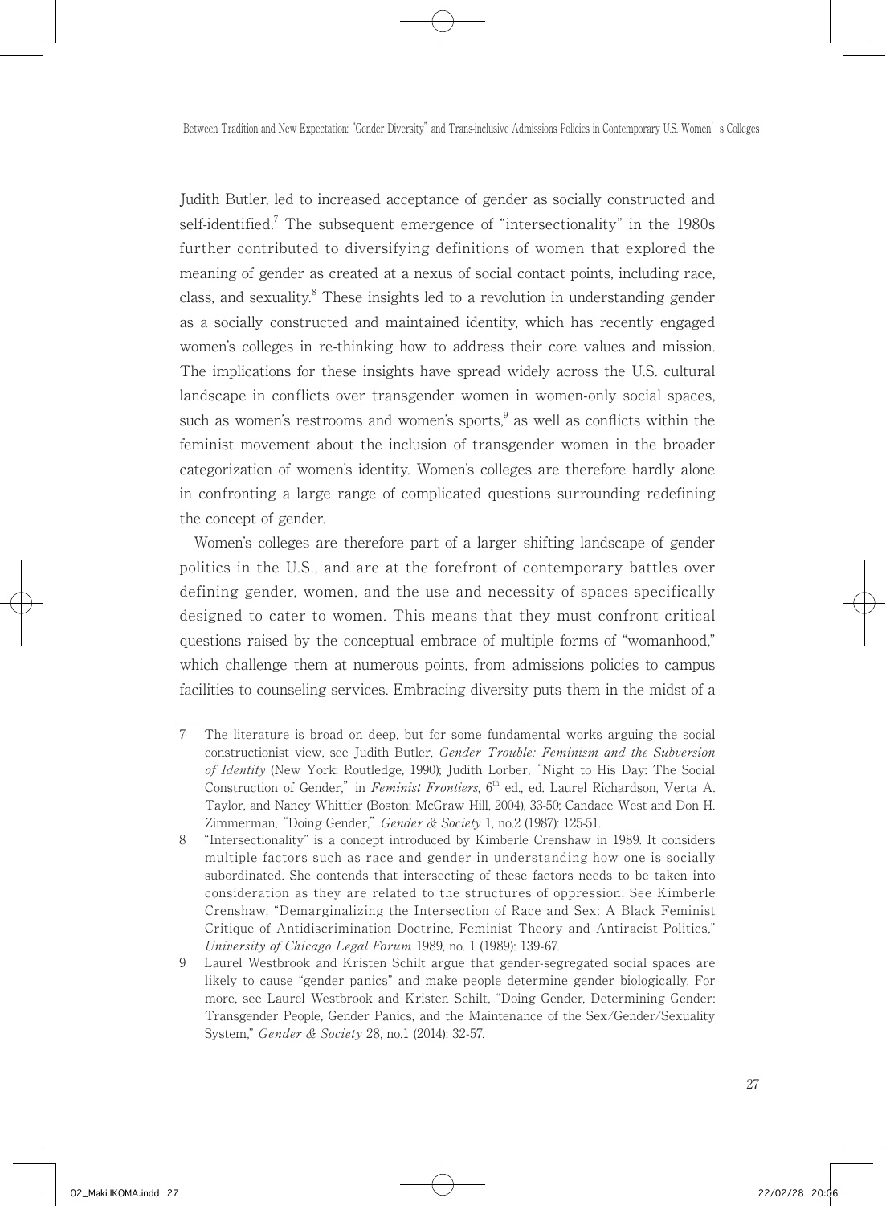Judith Butler, led to increased acceptance of gender as socially constructed and self-identified.[7] The subsequent emergence of "intersectionality" in the 1980s further contributed to diversifying definitions of women that explored the meaning of gender as created at a nexus of social contact points, including race, class, and sexuality.[8] These insights led to a revolution in understanding gender as a socially constructed and maintained identity, which has recently engaged women's colleges in re-thinking how to address their core values and mission. The implications for these insights have spread widely across the U.S. cultural landscape in conflicts over transgender women in women-only social spaces, such as women's restrooms and women's sports,[9] as well as conflicts within the feminist movement about the inclusion of transgender women in the broader categorization of women's identity. Women's colleges are therefore hardly alone in confronting a large range of complicated questions surrounding redefining the concept of gender.

Women's colleges are therefore part of a larger shifting landscape of gender politics in the U.S., and are at the forefront of contemporary battles over defining gender, women, and the use and necessity of spaces specifically designed to cater to women. This means that they must confront critical questions raised by the conceptual embrace of multiple forms of "womanhood," which challenge them at numerous points, from admissions policies to campus facilities to counseling services. Embracing diversity puts them in the midst of a

---

7 The literature is broad on deep, but for some fundamental works arguing the social constructionist view, see Judith Butler, *Gender Trouble: Feminism and the Subversion of Identity* (New York: Routledge, 1990); Judith Lorber, "Night to His Day: The Social Construction of Gender," in *Feminist Frontiers*, 6th ed., ed. Laurel Richardson, Verta A. Taylor, and Nancy Whittier (Boston: McGraw Hill, 2004), 33-50; Candace West and Don H. Zimmerman, "Doing Gender," *Gender & Society* 1, no.2 (1987): 125-51.

8 "Intersectionality" is a concept introduced by Kimberle Crenshaw in 1989. It considers multiple factors such as race and gender in understanding how one is socially subordinated. She contends that intersecting of these factors needs to be taken into consideration as they are related to the structures of oppression. See Kimberle Crenshaw, "Demarginalizing the Intersection of Race and Sex: A Black Feminist Critique of Antidiscrimination Doctrine, Feminist Theory and Antiracist Politics," *University of Chicago Legal Forum* 1989, no. 1 (1989): 139-67.

9 Laurel Westbrook and Kristen Schilt argue that gender-segregated social spaces are likely to cause "gender panics" and make people determine gender biologically. For more, see Laurel Westbrook and Kristen Schilt, "Doing Gender, Determining Gender: Transgender People, Gender Panics, and the Maintenance of the Sex/Gender/Sexuality System," *Gender & Society* 28, no.1 (2014): 32-57.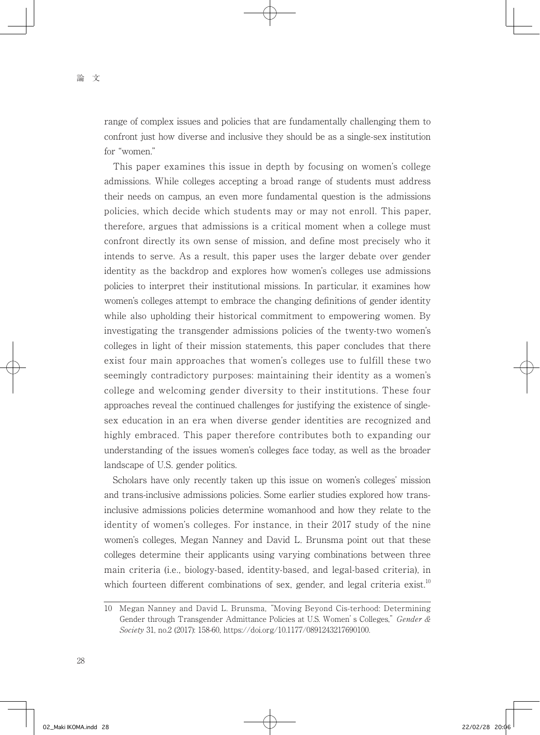range of complex issues and policies that are fundamentally challenging them to confront just how diverse and inclusive they should be as a single-sex institution for "women."

This paper examines this issue in depth by focusing on women's college admissions. While colleges accepting a broad range of students must address their needs on campus, an even more fundamental question is the admissions policies, which decide which students may or may not enroll. This paper, therefore, argues that admissions is a critical moment when a college must confront directly its own sense of mission, and define most precisely who it intends to serve. As a result, this paper uses the larger debate over gender identity as the backdrop and explores how women's colleges use admissions policies to interpret their institutional missions. In particular, it examines how women's colleges attempt to embrace the changing definitions of gender identity while also upholding their historical commitment to empowering women. By investigating the transgender admissions policies of the twenty-two women's colleges in light of their mission statements, this paper concludes that there exist four main approaches that women's colleges use to fulfill these two seemingly contradictory purposes: maintaining their identity as a women's college and welcoming gender diversity to their institutions. These four approaches reveal the continued challenges for justifying the existence of single-sex education in an era when diverse gender identities are recognized and highly embraced. This paper therefore contributes both to expanding our understanding of the issues women's colleges face today, as well as the broader landscape of U.S. gender politics.

Scholars have only recently taken up this issue on women's colleges' mission and trans-inclusive admissions policies. Some earlier studies explored how trans-inclusive admissions policies determine womanhood and how they relate to the identity of women's colleges. For instance, in their 2017 study of the nine women's colleges, Megan Nanney and David L. Brunsma point out that these colleges determine their applicants using varying combinations between three main criteria (i.e., biology-based, identity-based, and legal-based criteria), in which fourteen different combinations of sex, gender, and legal criteria exist.[10]

---

10 Megan Nanney and David L. Brunsma, "Moving Beyond Cis-terhood: Determining Gender through Transgender Admittance Policies at U.S. Women's Colleges," *Gender & Society* 31, no.2 (2017): 158-60, https://doi.org/10.1177/0891243217690100.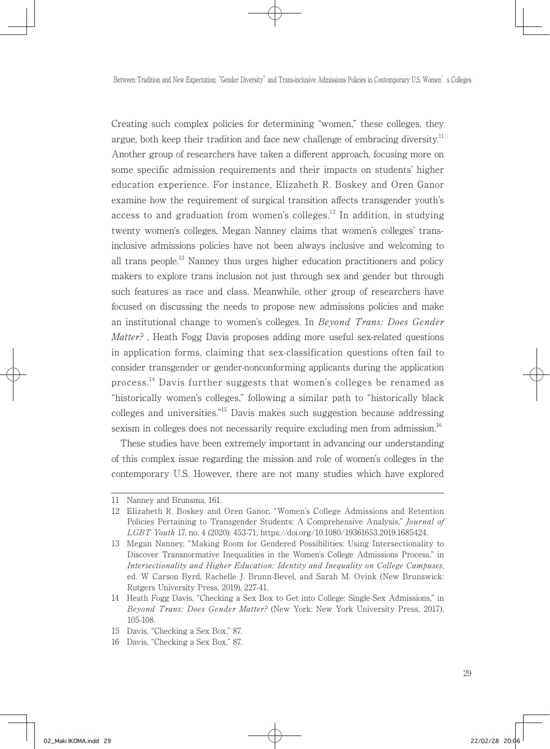Creating such complex policies for determining "women," these colleges, they argue, both keep their tradition and face new challenge of embracing diversity.[11] Another group of researchers have taken a different approach, focusing more on some specific admission requirements and their impacts on students' higher education experience. For instance, Elizabeth R. Boskey and Oren Ganor examine how the requirement of surgical transition affects transgender youth's access to and graduation from women's colleges.[12] In addition, in studying twenty women's colleges, Megan Nanney claims that women's colleges' trans-inclusive admissions policies have not been always inclusive and welcoming to all trans people.[13] Nanney thus urges higher education practitioners and policy makers to explore trans inclusion not just through sex and gender but through such features as race and class. Meanwhile, other group of researchers have focused on discussing the needs to propose new admissions policies and make an institutional change to women's colleges. In *Beyond Trans: Does Gender Matter?* , Heath Fogg Davis proposes adding more useful sex-related questions in application forms, claiming that sex-classification questions often fail to consider transgender or gender-nonconforming applicants during the application process.[14] Davis further suggests that women's colleges be renamed as "historically women's colleges," following a similar path to "historically black colleges and universities."[15] Davis makes such suggestion because addressing sexism in colleges does not necessarily require excluding men from admission.[16]

These studies have been extremely important in advancing our understanding of this complex issue regarding the mission and role of women's colleges in the contemporary U.S. However, there are not many studies which have explored

---

11 Nanney and Brunsma, 161.

12 Elizabeth R. Boskey and Oren Ganor, "Women's College Admissions and Retention Policies Pertaining to Transgender Students: A Comprehensive Analysis," *Journal of LGBT Youth* 17, no. 4 (2020): 453-71, https://doi.org/10.1080/19361653.2019.1685424.

13 Megan Nanney, "Making Room for Gendered Possibilities: Using Intersectionality to Discover Transnormative Inequalities in the Women's College Admissions Process," in *Intersectionality and Higher Education: Identity and Inequality on College Campuses*, ed. W Carson Byrd, Rachelle J. Brunn-Bevel, and Sarah M. Ovink (New Brunswick: Rutgers University Press, 2019), 227-41.

14 Heath Fogg Davis, "Checking a Sex Box to Get into College: Single-Sex Admissions," in *Beyond Trans: Does Gender Matter?* (New York: New York University Press, 2017), 105-108.

15 Davis, "Checking a Sex Box," 87.

16 Davis, "Checking a Sex Box," 87.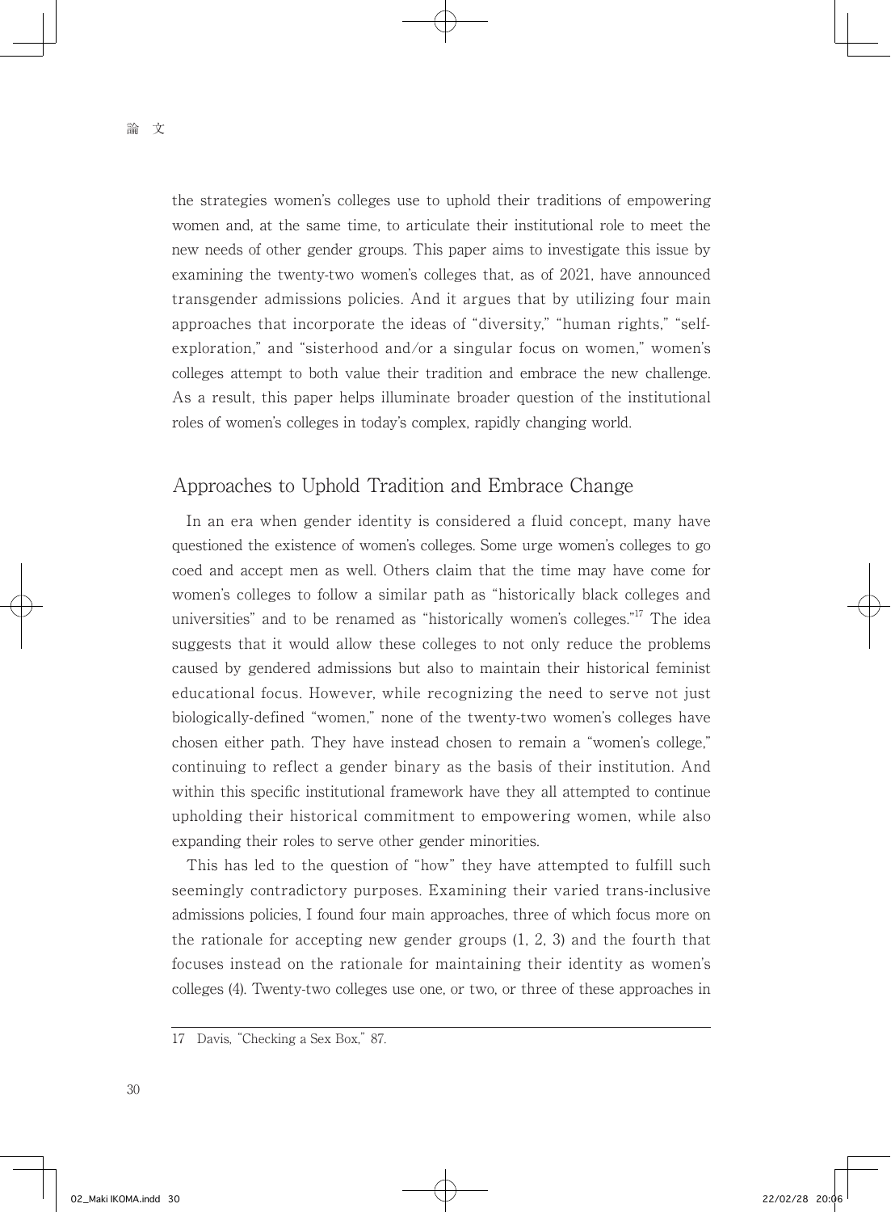the strategies women's colleges use to uphold their traditions of empowering women and, at the same time, to articulate their institutional role to meet the new needs of other gender groups. This paper aims to investigate this issue by examining the twenty-two women's colleges that, as of 2021, have announced transgender admissions policies. And it argues that by utilizing four main approaches that incorporate the ideas of "diversity," "human rights," "self-exploration," and "sisterhood and/or a singular focus on women," women's colleges attempt to both value their tradition and embrace the new challenge. As a result, this paper helps illuminate broader question of the institutional roles of women's colleges in today's complex, rapidly changing world.

## Approaches to Uphold Tradition and Embrace Change

In an era when gender identity is considered a fluid concept, many have questioned the existence of women's colleges. Some urge women's colleges to go coed and accept men as well. Others claim that the time may have come for women's colleges to follow a similar path as "historically black colleges and universities" and to be renamed as "historically women's colleges."[17] The idea suggests that it would allow these colleges to not only reduce the problems caused by gendered admissions but also to maintain their historical feminist educational focus. However, while recognizing the need to serve not just biologically-defined "women," none of the twenty-two women's colleges have chosen either path. They have instead chosen to remain a "women's college," continuing to reflect a gender binary as the basis of their institution. And within this specific institutional framework have they all attempted to continue upholding their historical commitment to empowering women, while also expanding their roles to serve other gender minorities.

This has led to the question of "how" they have attempted to fulfill such seemingly contradictory purposes. Examining their varied trans-inclusive admissions policies, I found four main approaches, three of which focus more on the rationale for accepting new gender groups (1, 2, 3) and the fourth that focuses instead on the rationale for maintaining their identity as women's colleges (4). Twenty-two colleges use one, or two, or three of these approaches in

---

17 Davis, "Checking a Sex Box," 87.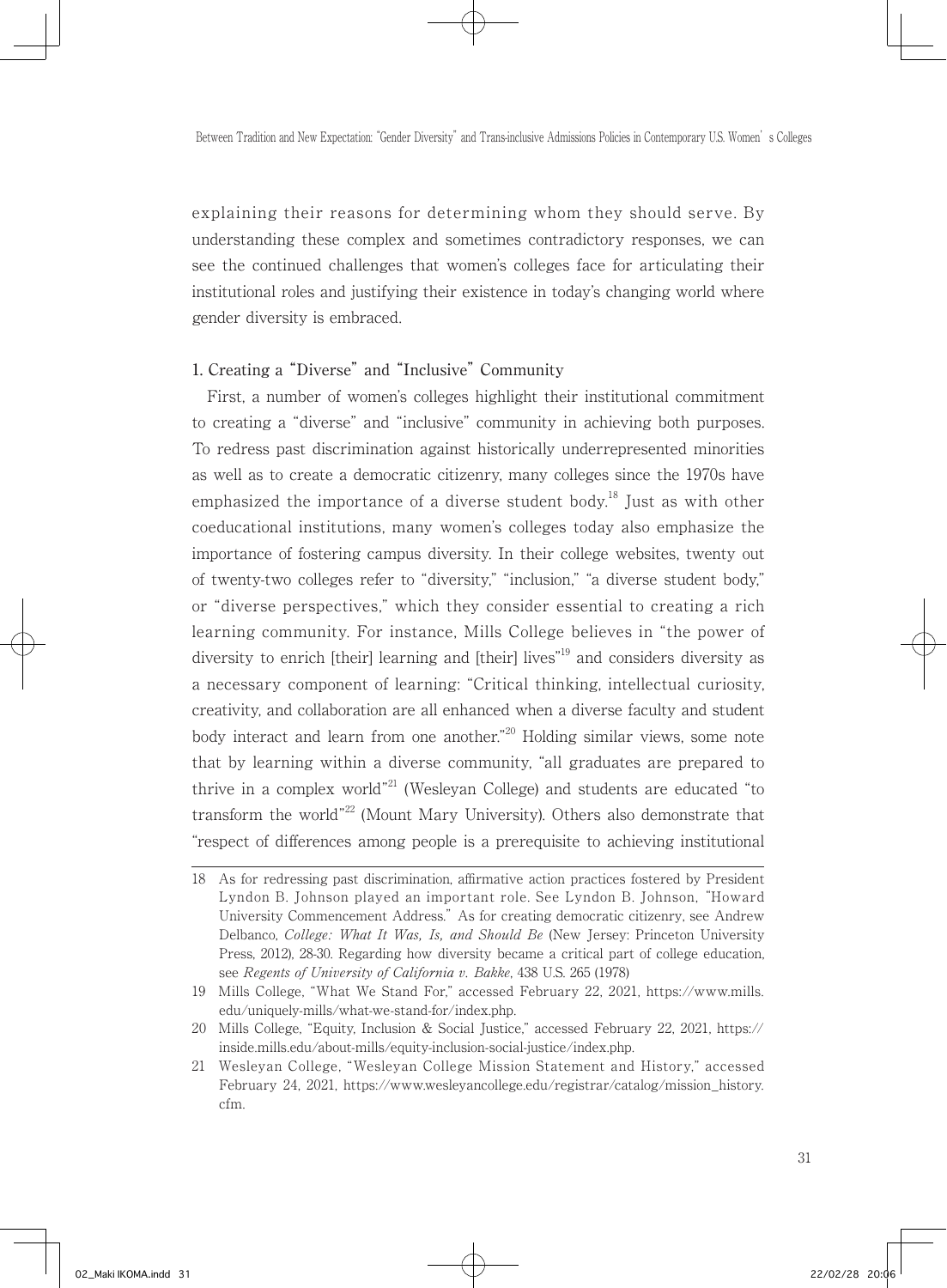explaining their reasons for determining whom they should serve. By understanding these complex and sometimes contradictory responses, we can see the continued challenges that women's colleges face for articulating their institutional roles and justifying their existence in today's changing world where gender diversity is embraced.

## 1. Creating a "Diverse" and "Inclusive" Community

First, a number of women's colleges highlight their institutional commitment to creating a "diverse" and "inclusive" community in achieving both purposes. To redress past discrimination against historically underrepresented minorities as well as to create a democratic citizenry, many colleges since the 1970s have emphasized the importance of a diverse student body.[18] Just as with other coeducational institutions, many women's colleges today also emphasize the importance of fostering campus diversity. In their college websites, twenty out of twenty-two colleges refer to "diversity," "inclusion," "a diverse student body," or "diverse perspectives," which they consider essential to creating a rich learning community. For instance, Mills College believes in "the power of diversity to enrich [their] learning and [their] lives"[19] and considers diversity as a necessary component of learning: "Critical thinking, intellectual curiosity, creativity, and collaboration are all enhanced when a diverse faculty and student body interact and learn from one another."[20] Holding similar views, some note that by learning within a diverse community, "all graduates are prepared to thrive in a complex world"[21] (Wesleyan College) and students are educated "to transform the world"[22] (Mount Mary University). Others also demonstrate that "respect of differences among people is a prerequisite to achieving institutional

---

18 As for redressing past discrimination, affirmative action practices fostered by President Lyndon B. Johnson played an important role. See Lyndon B. Johnson, "Howard University Commencement Address." As for creating democratic citizenry, see Andrew Delbanco, *College: What It Was, Is, and Should Be* (New Jersey: Princeton University Press, 2012), 28-30. Regarding how diversity became a critical part of college education, see *Regents of University of California v. Bakke*, 438 U.S. 265 (1978)

19 Mills College, "What We Stand For," accessed February 22, 2021, https://www.mills.edu/uniquely-mills/what-we-stand-for/index.php.

20 Mills College, "Equity, Inclusion & Social Justice," accessed February 22, 2021, https://inside.mills.edu/about-mills/equity-inclusion-social-justice/index.php.

21 Wesleyan College, "Wesleyan College Mission Statement and History," accessed February 24, 2021, https://www.wesleyancollege.edu/registrar/catalog/mission_history.cfm.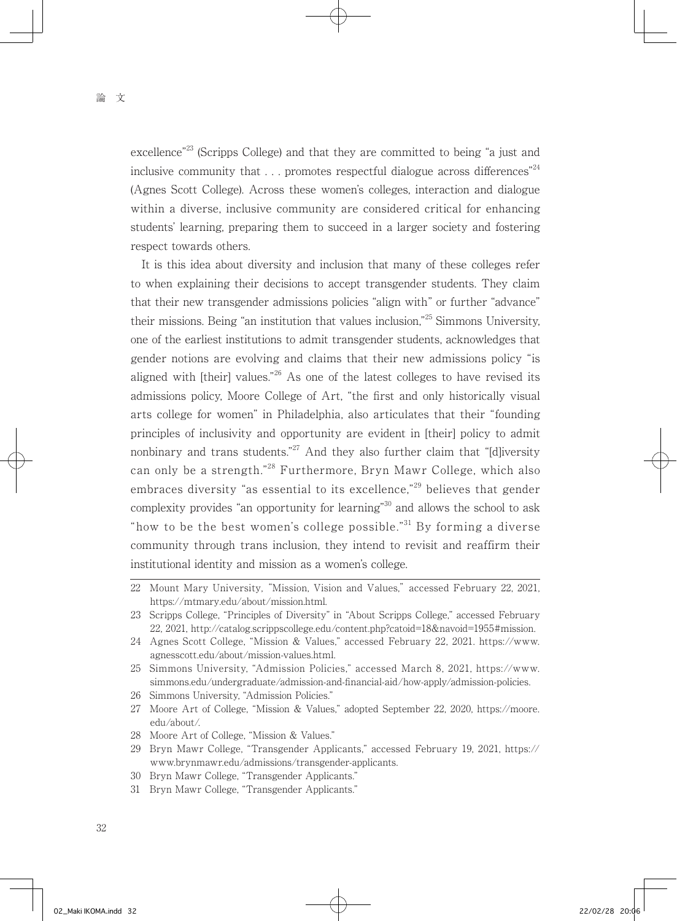excellence"[23] (Scripps College) and that they are committed to being "a just and inclusive community that . . . promotes respectful dialogue across differences"[24] (Agnes Scott College). Across these women's colleges, interaction and dialogue within a diverse, inclusive community are considered critical for enhancing students' learning, preparing them to succeed in a larger society and fostering respect towards others.

It is this idea about diversity and inclusion that many of these colleges refer to when explaining their decisions to accept transgender students. They claim that their new transgender admissions policies "align with" or further "advance" their missions. Being "an institution that values inclusion,"[25] Simmons University, one of the earliest institutions to admit transgender students, acknowledges that gender notions are evolving and claims that their new admissions policy "is aligned with [their] values."[26] As one of the latest colleges to have revised its admissions policy, Moore College of Art, "the first and only historically visual arts college for women" in Philadelphia, also articulates that their "founding principles of inclusivity and opportunity are evident in [their] policy to admit nonbinary and trans students."[27] And they also further claim that "[d]iversity can only be a strength."[28] Furthermore, Bryn Mawr College, which also embraces diversity "as essential to its excellence,"[29] believes that gender complexity provides "an opportunity for learning"[30] and allows the school to ask "how to be the best women's college possible."[31] By forming a diverse community through trans inclusion, they intend to revisit and reaffirm their institutional identity and mission as a women's college.

---

22 Mount Mary University, "Mission, Vision and Values," accessed February 22, 2021, https://mtmary.edu/about/mission.html.

23 Scripps College, "Principles of Diversity" in "About Scripps College," accessed February 22, 2021, http://catalog.scrippscollege.edu/content.php?catoid=18&navoid=1955#mission.

24 Agnes Scott College, "Mission & Values," accessed February 22, 2021. https://www.agnesscott.edu/about/mission-values.html.

25 Simmons University, "Admission Policies," accessed March 8, 2021, https://www.simmons.edu/undergraduate/admission-and-financial-aid/how-apply/admission-policies.

26 Simmons University, "Admission Policies."

27 Moore Art of College, "Mission & Values," adopted September 22, 2020, https://moore.edu/about/.

28 Moore Art of College, "Mission & Values."

29 Bryn Mawr College, "Transgender Applicants," accessed February 19, 2021, https://www.brynmawr.edu/admissions/transgender-applicants.

30 Bryn Mawr College, "Transgender Applicants."

31 Bryn Mawr College, "Transgender Applicants."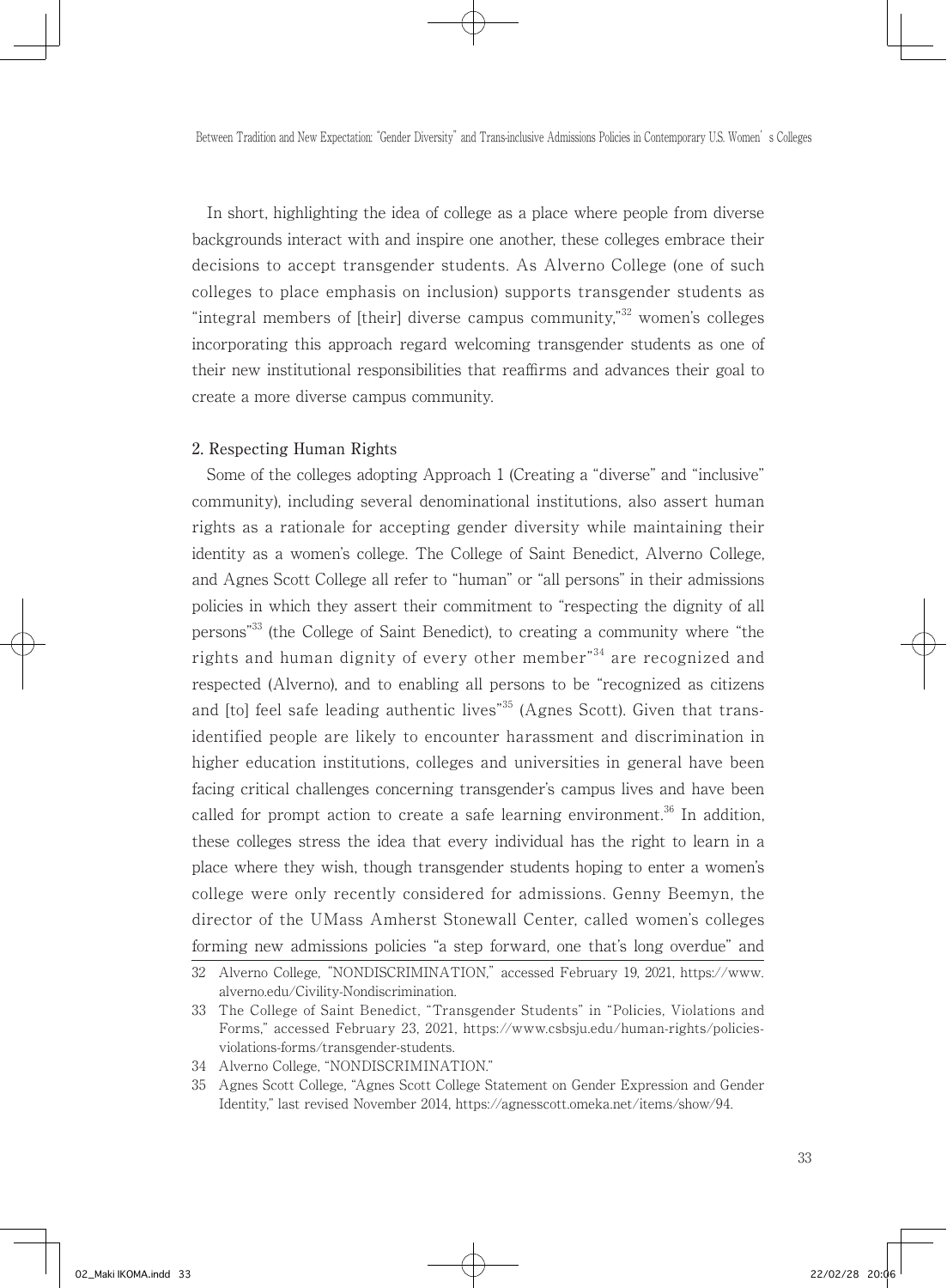In short, highlighting the idea of college as a place where people from diverse backgrounds interact with and inspire one another, these colleges embrace their decisions to accept transgender students. As Alverno College (one of such colleges to place emphasis on inclusion) supports transgender students as "integral members of [their] diverse campus community,"[32] women's colleges incorporating this approach regard welcoming transgender students as one of their new institutional responsibilities that reaffirms and advances their goal to create a more diverse campus community.

### 2. Respecting Human Rights

Some of the colleges adopting Approach 1 (Creating a "diverse" and "inclusive" community), including several denominational institutions, also assert human rights as a rationale for accepting gender diversity while maintaining their identity as a women's college. The College of Saint Benedict, Alverno College, and Agnes Scott College all refer to "human" or "all persons" in their admissions policies in which they assert their commitment to "respecting the dignity of all persons"[33] (the College of Saint Benedict), to creating a community where "the rights and human dignity of every other member"[34] are recognized and respected (Alverno), and to enabling all persons to be "recognized as citizens and [to] feel safe leading authentic lives"[35] (Agnes Scott). Given that trans-identified people are likely to encounter harassment and discrimination in higher education institutions, colleges and universities in general have been facing critical challenges concerning transgender's campus lives and have been called for prompt action to create a safe learning environment.[36] In addition, these colleges stress the idea that every individual has the right to learn in a place where they wish, though transgender students hoping to enter a women's college were only recently considered for admissions. Genny Beemyn, the director of the UMass Amherst Stonewall Center, called women's colleges forming new admissions policies "a step forward, one that's long overdue" and

---

32 Alverno College, "NONDISCRIMINATION," accessed February 19, 2021, https://www.alverno.edu/Civility-Nondiscrimination.

33 The College of Saint Benedict, "Transgender Students" in "Policies, Violations and Forms," accessed February 23, 2021, https://www.csbsju.edu/human-rights/policies-violations-forms/transgender-students.

34 Alverno College, "NONDISCRIMINATION."

35 Agnes Scott College, "Agnes Scott College Statement on Gender Expression and Gender Identity," last revised November 2014, https://agnesscott.omeka.net/items/show/94.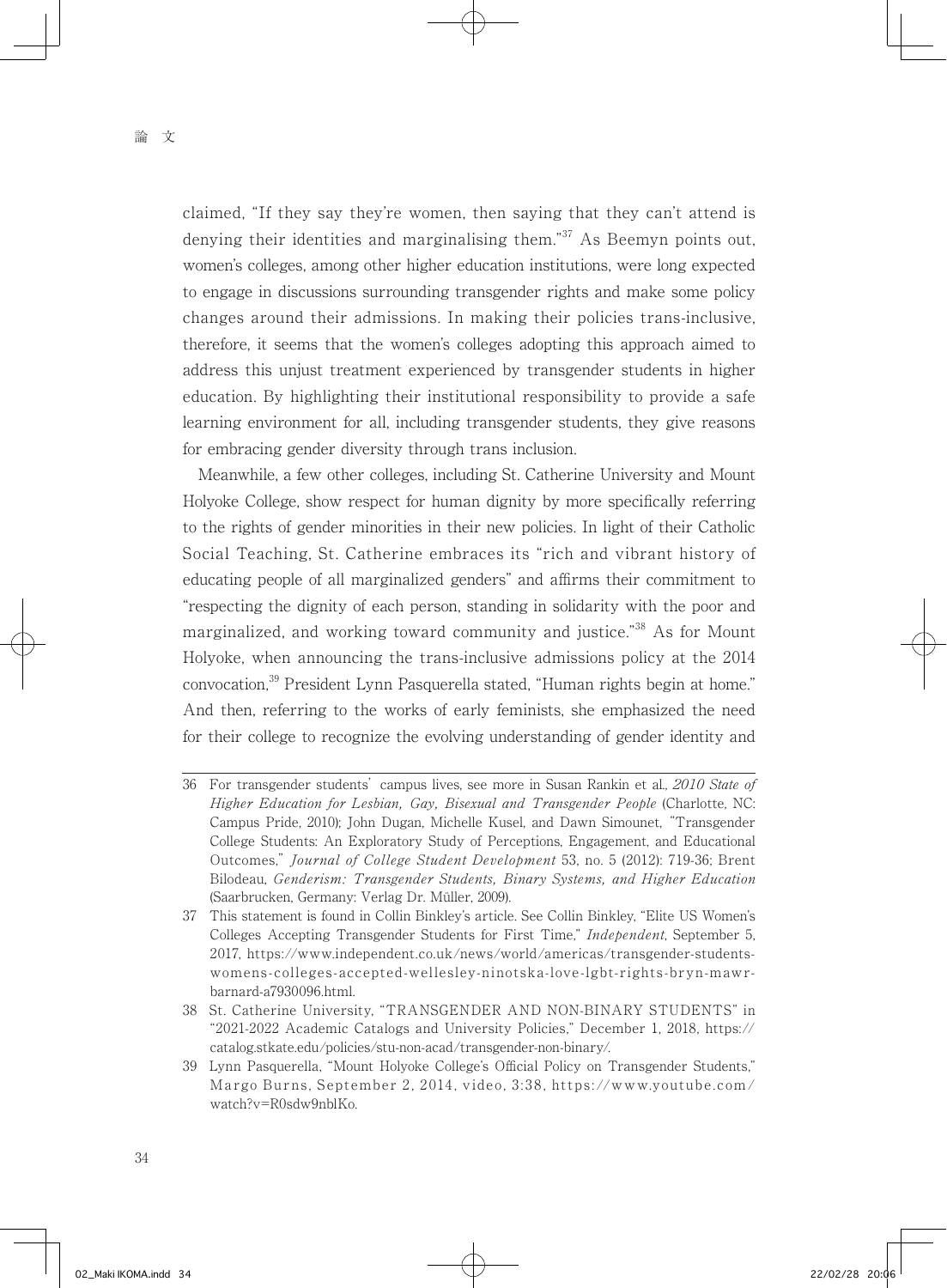claimed, "If they say they're women, then saying that they can't attend is denying their identities and marginalising them."[37] As Beemyn points out, women's colleges, among other higher education institutions, were long expected to engage in discussions surrounding transgender rights and make some policy changes around their admissions. In making their policies trans-inclusive, therefore, it seems that the women's colleges adopting this approach aimed to address this unjust treatment experienced by transgender students in higher education. By highlighting their institutional responsibility to provide a safe learning environment for all, including transgender students, they give reasons for embracing gender diversity through trans inclusion.

Meanwhile, a few other colleges, including St. Catherine University and Mount Holyoke College, show respect for human dignity by more specifically referring to the rights of gender minorities in their new policies. In light of their Catholic Social Teaching, St. Catherine embraces its "rich and vibrant history of educating people of all marginalized genders" and affirms their commitment to "respecting the dignity of each person, standing in solidarity with the poor and marginalized, and working toward community and justice."[38] As for Mount Holyoke, when announcing the trans-inclusive admissions policy at the 2014 convocation,[39] President Lynn Pasquerella stated, "Human rights begin at home." And then, referring to the works of early feminists, she emphasized the need for their college to recognize the evolving understanding of gender identity and

---

36 For transgender students' campus lives, see more in Susan Rankin et al., *2010 State of Higher Education for Lesbian, Gay, Bisexual and Transgender People* (Charlotte, NC: Campus Pride, 2010); John Dugan, Michelle Kusel, and Dawn Simounet, "Transgender College Students: An Exploratory Study of Perceptions, Engagement, and Educational Outcomes," *Journal of College Student Development* 53, no. 5 (2012): 719-36; Brent Bilodeau, *Genderism: Transgender Students, Binary Systems, and Higher Education* (Saarbrucken, Germany: Verlag Dr. Müller, 2009).

37 This statement is found in Collin Binkley's article. See Collin Binkley, "Elite US Women's Colleges Accepting Transgender Students for First Time," *Independent*, September 5, 2017, https://www.independent.co.uk/news/world/americas/transgender-students-womens-colleges-accepted-wellesley-ninotska-love-lgbt-rights-bryn-mawr-barnard-a7930096.html.

38 St. Catherine University, "TRANSGENDER AND NON-BINARY STUDENTS" in "2021-2022 Academic Catalogs and University Policies," December 1, 2018, https://catalog.stkate.edu/policies/stu-non-acad/transgender-non-binary/.

39 Lynn Pasquerella, "Mount Holyoke College's Official Policy on Transgender Students," Margo Burns, September 2, 2014, video, 3:38, https://www.youtube.com/watch?v=R0sdw9nblKo.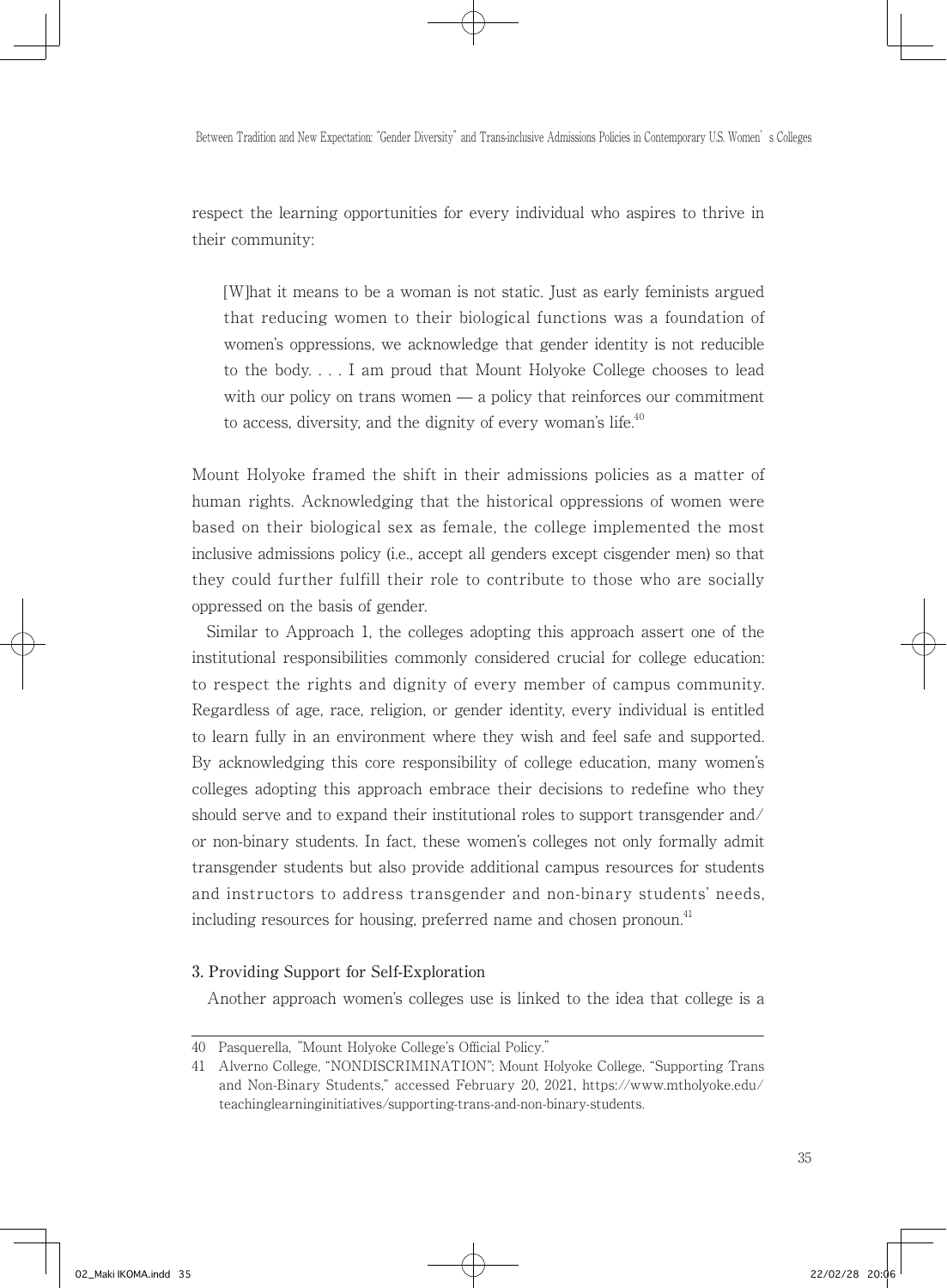respect the learning opportunities for every individual who aspires to thrive in their community:

> [W]hat it means to be a woman is not static. Just as early feminists argued that reducing women to their biological functions was a foundation of women's oppressions, we acknowledge that gender identity is not reducible to the body. . . . I am proud that Mount Holyoke College chooses to lead with our policy on trans women — a policy that reinforces our commitment to access, diversity, and the dignity of every woman's life.[40]

Mount Holyoke framed the shift in their admissions policies as a matter of human rights. Acknowledging that the historical oppressions of women were based on their biological sex as female, the college implemented the most inclusive admissions policy (i.e., accept all genders except cisgender men) so that they could further fulfill their role to contribute to those who are socially oppressed on the basis of gender.

Similar to Approach 1, the colleges adopting this approach assert one of the institutional responsibilities commonly considered crucial for college education: to respect the rights and dignity of every member of campus community. Regardless of age, race, religion, or gender identity, every individual is entitled to learn fully in an environment where they wish and feel safe and supported. By acknowledging this core responsibility of college education, many women's colleges adopting this approach embrace their decisions to redefine who they should serve and to expand their institutional roles to support transgender and/or non-binary students. In fact, these women's colleges not only formally admit transgender students but also provide additional campus resources for students and instructors to address transgender and non-binary students' needs, including resources for housing, preferred name and chosen pronoun.[41]

**3. Providing Support for Self-Exploration**

Another approach women's colleges use is linked to the idea that college is a

---

40 Pasquerella, "Mount Holyoke College's Official Policy."

41 Alverno College, "NONDISCRIMINATION"; Mount Holyoke College, "Supporting Trans and Non-Binary Students," accessed February 20, 2021, https://www.mtholyoke.edu/teachinglearninginitiatives/supporting-trans-and-non-binary-students.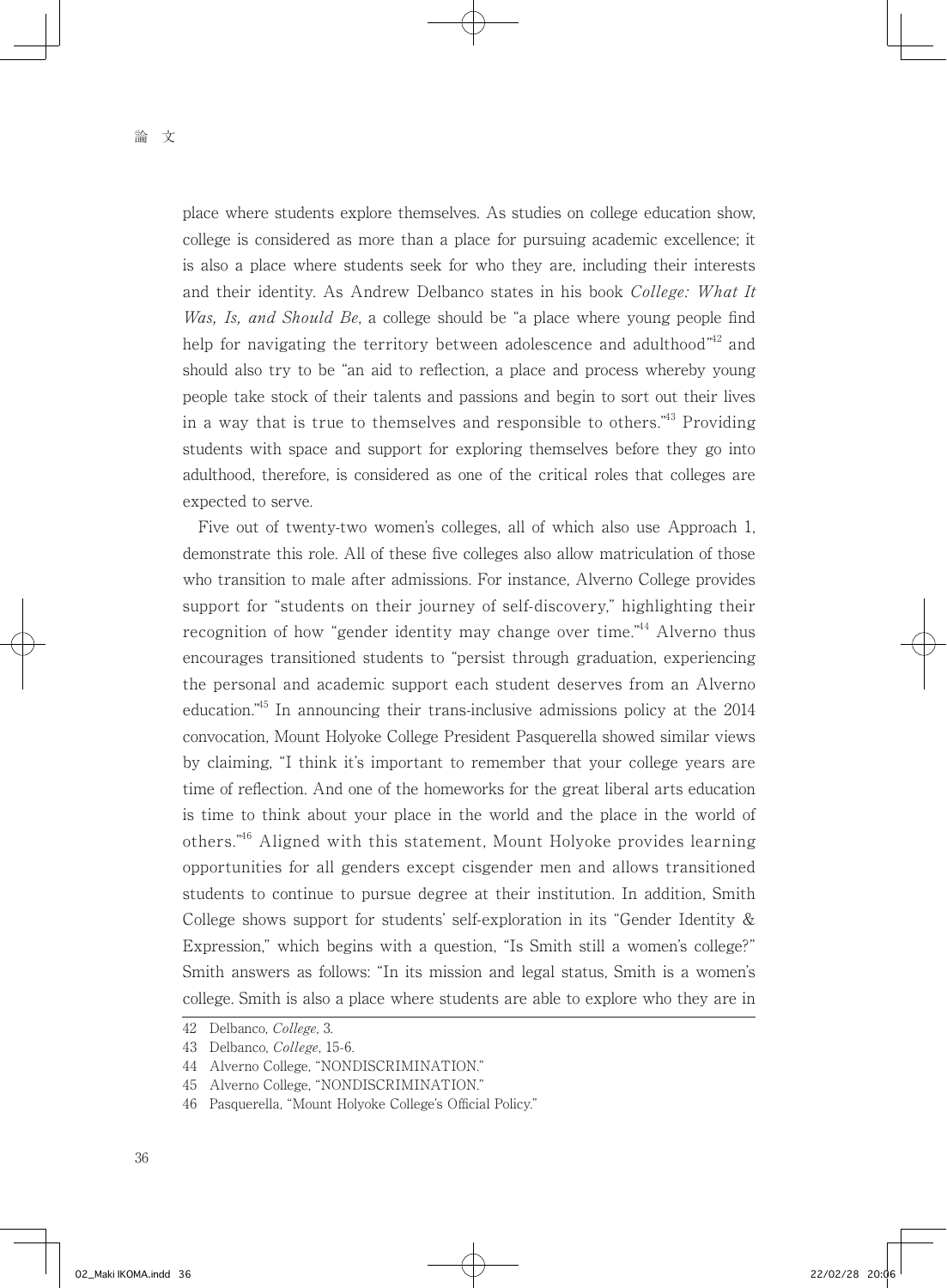place where students explore themselves. As studies on college education show, college is considered as more than a place for pursuing academic excellence; it is also a place where students seek for who they are, including their interests and their identity. As Andrew Delbanco states in his book *College: What It Was, Is, and Should Be*, a college should be "a place where young people find help for navigating the territory between adolescence and adulthood"[42] and should also try to be "an aid to reflection, a place and process whereby young people take stock of their talents and passions and begin to sort out their lives in a way that is true to themselves and responsible to others."[43] Providing students with space and support for exploring themselves before they go into adulthood, therefore, is considered as one of the critical roles that colleges are expected to serve.

Five out of twenty-two women's colleges, all of which also use Approach 1, demonstrate this role. All of these five colleges also allow matriculation of those who transition to male after admissions. For instance, Alverno College provides support for "students on their journey of self-discovery," highlighting their recognition of how "gender identity may change over time."[44] Alverno thus encourages transitioned students to "persist through graduation, experiencing the personal and academic support each student deserves from an Alverno education."[45] In announcing their trans-inclusive admissions policy at the 2014 convocation, Mount Holyoke College President Pasquerella showed similar views by claiming, "I think it's important to remember that your college years are time of reflection. And one of the homeworks for the great liberal arts education is time to think about your place in the world and the place in the world of others."[46] Aligned with this statement, Mount Holyoke provides learning opportunities for all genders except cisgender men and allows transitioned students to continue to pursue degree at their institution. In addition, Smith College shows support for students' self-exploration in its "Gender Identity & Expression," which begins with a question, "Is Smith still a women's college?" Smith answers as follows: "In its mission and legal status, Smith is a women's college. Smith is also a place where students are able to explore who they are in

---

42 Delbanco, *College*, 3.

43 Delbanco, *College*, 15-6.

44 Alverno College, "NONDISCRIMINATION."

45 Alverno College, "NONDISCRIMINATION."

46 Pasquerella, "Mount Holyoke College's Official Policy."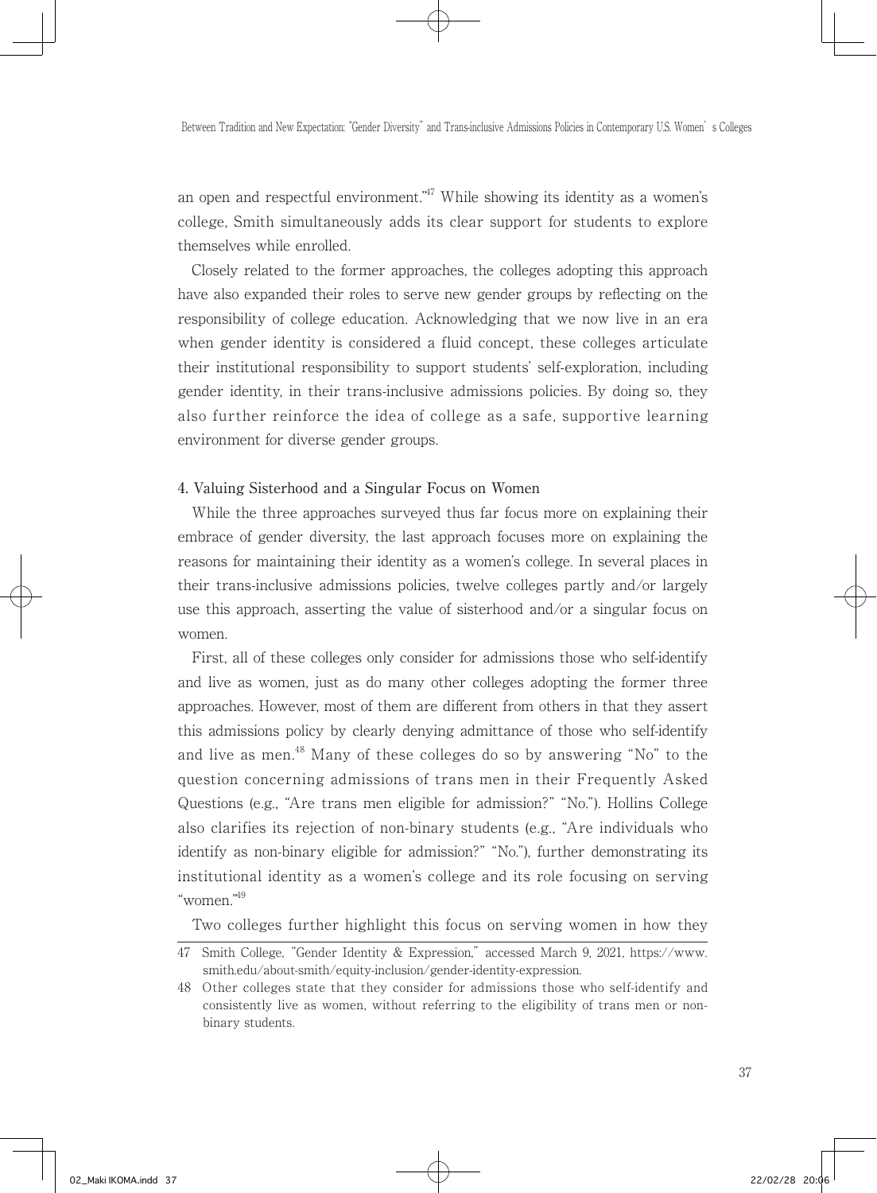an open and respectful environment."[47] While showing its identity as a women's college, Smith simultaneously adds its clear support for students to explore themselves while enrolled.

Closely related to the former approaches, the colleges adopting this approach have also expanded their roles to serve new gender groups by reflecting on the responsibility of college education. Acknowledging that we now live in an era when gender identity is considered a fluid concept, these colleges articulate their institutional responsibility to support students' self-exploration, including gender identity, in their trans-inclusive admissions policies. By doing so, they also further reinforce the idea of college as a safe, supportive learning environment for diverse gender groups.

#### 4. Valuing Sisterhood and a Singular Focus on Women

While the three approaches surveyed thus far focus more on explaining their embrace of gender diversity, the last approach focuses more on explaining the reasons for maintaining their identity as a women's college. In several places in their trans-inclusive admissions policies, twelve colleges partly and/or largely use this approach, asserting the value of sisterhood and/or a singular focus on women.

First, all of these colleges only consider for admissions those who self-identify and live as women, just as do many other colleges adopting the former three approaches. However, most of them are different from others in that they assert this admissions policy by clearly denying admittance of those who self-identify and live as men.[48] Many of these colleges do so by answering "No" to the question concerning admissions of trans men in their Frequently Asked Questions (e.g., "Are trans men eligible for admission?" "No."). Hollins College also clarifies its rejection of non-binary students (e.g., "Are individuals who identify as non-binary eligible for admission?" "No."), further demonstrating its institutional identity as a women's college and its role focusing on serving "women."[49]

Two colleges further highlight this focus on serving women in how they

---

47 Smith College, "Gender Identity & Expression," accessed March 9, 2021, https://www.smith.edu/about-smith/equity-inclusion/gender-identity-expression.

48 Other colleges state that they consider for admissions those who self-identify and consistently live as women, without referring to the eligibility of trans men or non-binary students.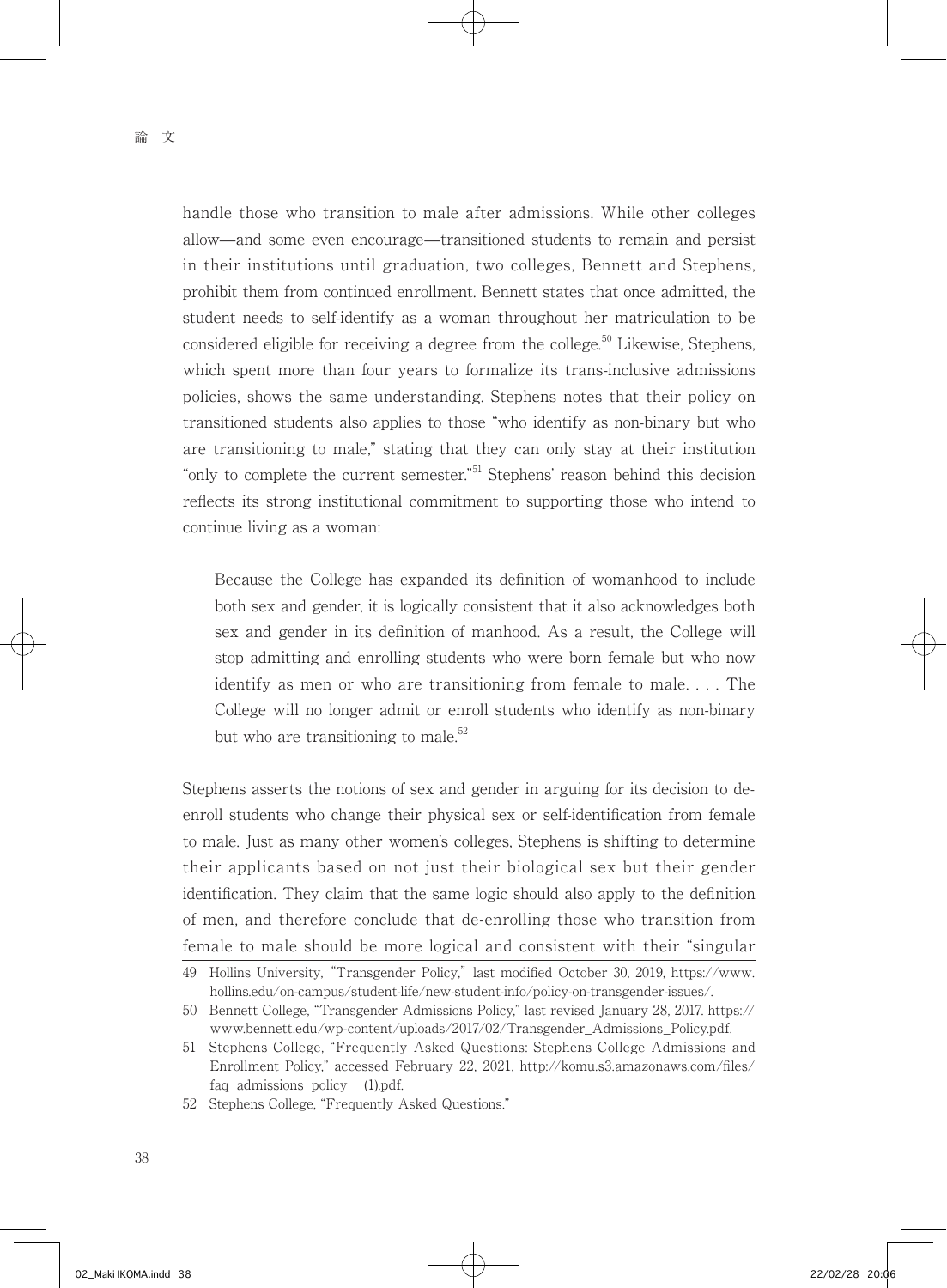handle those who transition to male after admissions. While other colleges allow—and some even encourage—transitioned students to remain and persist in their institutions until graduation, two colleges, Bennett and Stephens, prohibit them from continued enrollment. Bennett states that once admitted, the student needs to self-identify as a woman throughout her matriculation to be considered eligible for receiving a degree from the college.[50] Likewise, Stephens, which spent more than four years to formalize its trans-inclusive admissions policies, shows the same understanding. Stephens notes that their policy on transitioned students also applies to those "who identify as non-binary but who are transitioning to male," stating that they can only stay at their institution "only to complete the current semester."[51] Stephens' reason behind this decision reflects its strong institutional commitment to supporting those who intend to continue living as a woman:

> Because the College has expanded its definition of womanhood to include both sex and gender, it is logically consistent that it also acknowledges both sex and gender in its definition of manhood. As a result, the College will stop admitting and enrolling students who were born female but who now identify as men or who are transitioning from female to male. . . . The College will no longer admit or enroll students who identify as non-binary but who are transitioning to male.[52]

Stephens asserts the notions of sex and gender in arguing for its decision to de-enroll students who change their physical sex or self-identification from female to male. Just as many other women's colleges, Stephens is shifting to determine their applicants based on not just their biological sex but their gender identification. They claim that the same logic should also apply to the definition of men, and therefore conclude that de-enrolling those who transition from female to male should be more logical and consistent with their "singular

---

49 Hollins University, "Transgender Policy," last modified October 30, 2019, https://www.hollins.edu/on-campus/student-life/new-student-info/policy-on-transgender-issues/.

50 Bennett College, "Transgender Admissions Policy," last revised January 28, 2017. https://www.bennett.edu/wp-content/uploads/2017/02/Transgender_Admissions_Policy.pdf.

51 Stephens College, "Frequently Asked Questions: Stephens College Admissions and Enrollment Policy," accessed February 22, 2021, http://komu.s3.amazonaws.com/files/faq_admissions_policy__(1).pdf.

52 Stephens College, "Frequently Asked Questions."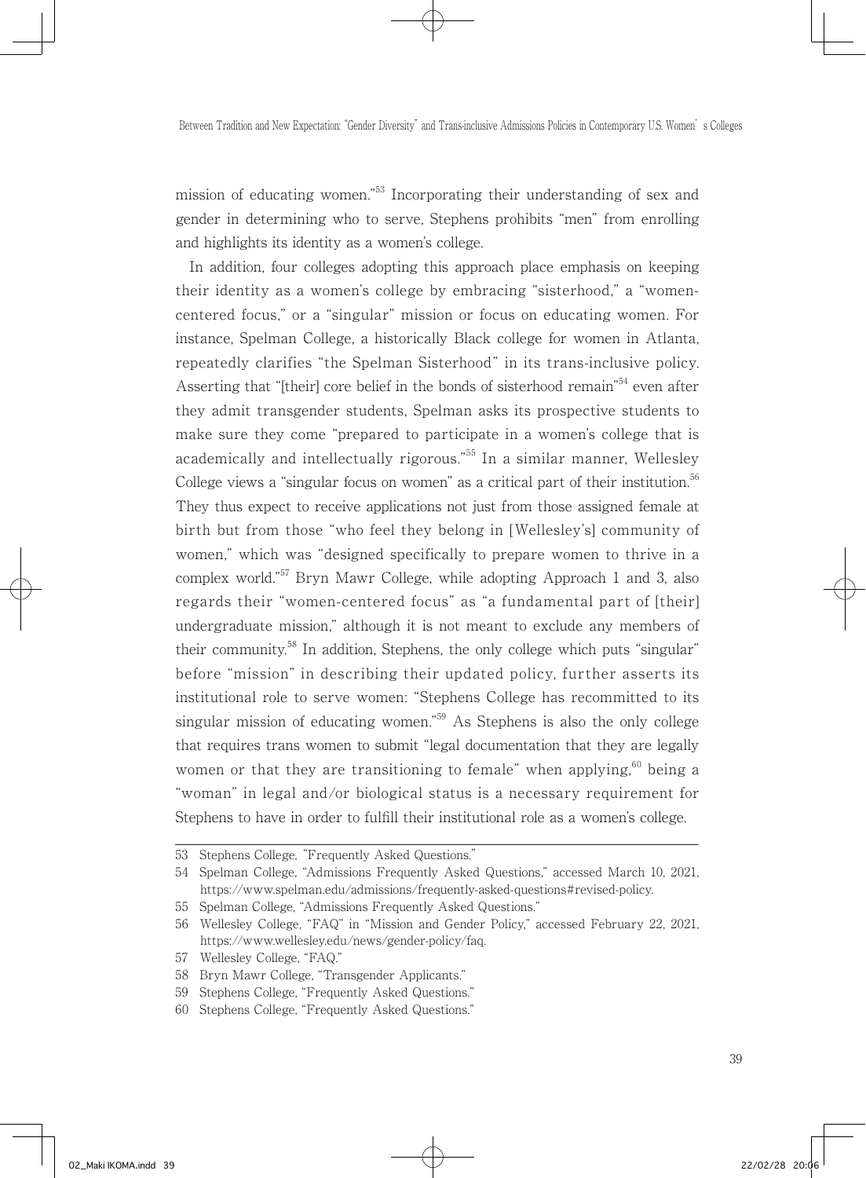mission of educating women."[53] Incorporating their understanding of sex and gender in determining who to serve, Stephens prohibits "men" from enrolling and highlights its identity as a women's college.

In addition, four colleges adopting this approach place emphasis on keeping their identity as a women's college by embracing "sisterhood," a "women-centered focus," or a "singular" mission or focus on educating women. For instance, Spelman College, a historically Black college for women in Atlanta, repeatedly clarifies "the Spelman Sisterhood" in its trans-inclusive policy. Asserting that "[their] core belief in the bonds of sisterhood remain"[54] even after they admit transgender students, Spelman asks its prospective students to make sure they come "prepared to participate in a women's college that is academically and intellectually rigorous."[55] In a similar manner, Wellesley College views a "singular focus on women" as a critical part of their institution.[56] They thus expect to receive applications not just from those assigned female at birth but from those "who feel they belong in [Wellesley's] community of women," which was "designed specifically to prepare women to thrive in a complex world."[57] Bryn Mawr College, while adopting Approach 1 and 3, also regards their "women-centered focus" as "a fundamental part of [their] undergraduate mission," although it is not meant to exclude any members of their community.[58] In addition, Stephens, the only college which puts "singular" before "mission" in describing their updated policy, further asserts its institutional role to serve women: "Stephens College has recommitted to its singular mission of educating women."[59] As Stephens is also the only college that requires trans women to submit "legal documentation that they are legally women or that they are transitioning to female" when applying,[60] being a "woman" in legal and/or biological status is a necessary requirement for Stephens to have in order to fulfill their institutional role as a women's college.

---

53 Stephens College, "Frequently Asked Questions."

54 Spelman College, "Admissions Frequently Asked Questions," accessed March 10, 2021, https://www.spelman.edu/admissions/frequently-asked-questions#revised-policy.

55 Spelman College, "Admissions Frequently Asked Questions."

56 Wellesley College, "FAQ" in "Mission and Gender Policy," accessed February 22, 2021, https://www.wellesley.edu/news/gender-policy/faq.

57 Wellesley College, "FAQ."

58 Bryn Mawr College, "Transgender Applicants."

59 Stephens College, "Frequently Asked Questions."

60 Stephens College, "Frequently Asked Questions."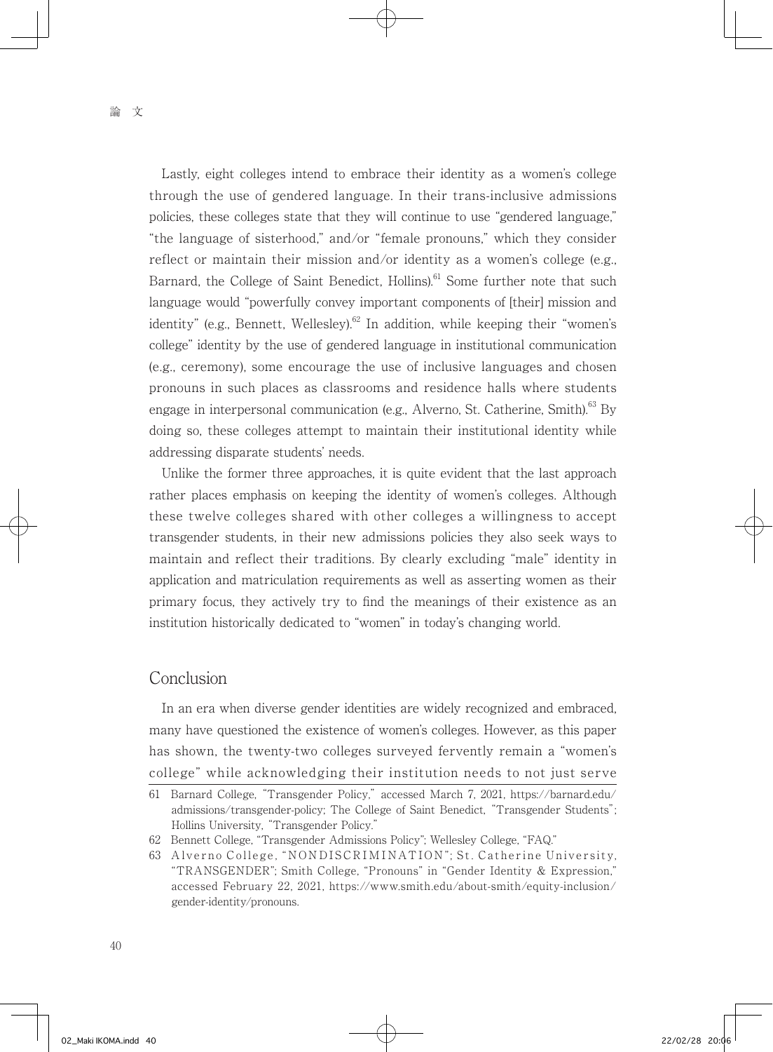Lastly, eight colleges intend to embrace their identity as a women's college through the use of gendered language. In their trans-inclusive admissions policies, these colleges state that they will continue to use "gendered language," "the language of sisterhood," and/or "female pronouns," which they consider reflect or maintain their mission and/or identity as a women's college (e.g., Barnard, the College of Saint Benedict, Hollins).[61] Some further note that such language would "powerfully convey important components of [their] mission and identity" (e.g., Bennett, Wellesley).[62] In addition, while keeping their "women's college" identity by the use of gendered language in institutional communication (e.g., ceremony), some encourage the use of inclusive languages and chosen pronouns in such places as classrooms and residence halls where students engage in interpersonal communication (e.g., Alverno, St. Catherine, Smith).[63] By doing so, these colleges attempt to maintain their institutional identity while addressing disparate students' needs.

Unlike the former three approaches, it is quite evident that the last approach rather places emphasis on keeping the identity of women's colleges. Although these twelve colleges shared with other colleges a willingness to accept transgender students, in their new admissions policies they also seek ways to maintain and reflect their traditions. By clearly excluding "male" identity in application and matriculation requirements as well as asserting women as their primary focus, they actively try to find the meanings of their existence as an institution historically dedicated to "women" in today's changing world.

## Conclusion

In an era when diverse gender identities are widely recognized and embraced, many have questioned the existence of women's colleges. However, as this paper has shown, the twenty-two colleges surveyed fervently remain a "women's college" while acknowledging their institution needs to not just serve

---

61 Barnard College, "Transgender Policy," accessed March 7, 2021, https://barnard.edu/admissions/transgender-policy; The College of Saint Benedict, "Transgender Students"; Hollins University, "Transgender Policy."

62 Bennett College, "Transgender Admissions Policy"; Wellesley College, "FAQ."

63 Alverno College, "NONDISCRIMINATION"; St. Catherine University, "TRANSGENDER"; Smith College, "Pronouns" in "Gender Identity & Expression," accessed February 22, 2021, https://www.smith.edu/about-smith/equity-inclusion/gender-identity/pronouns.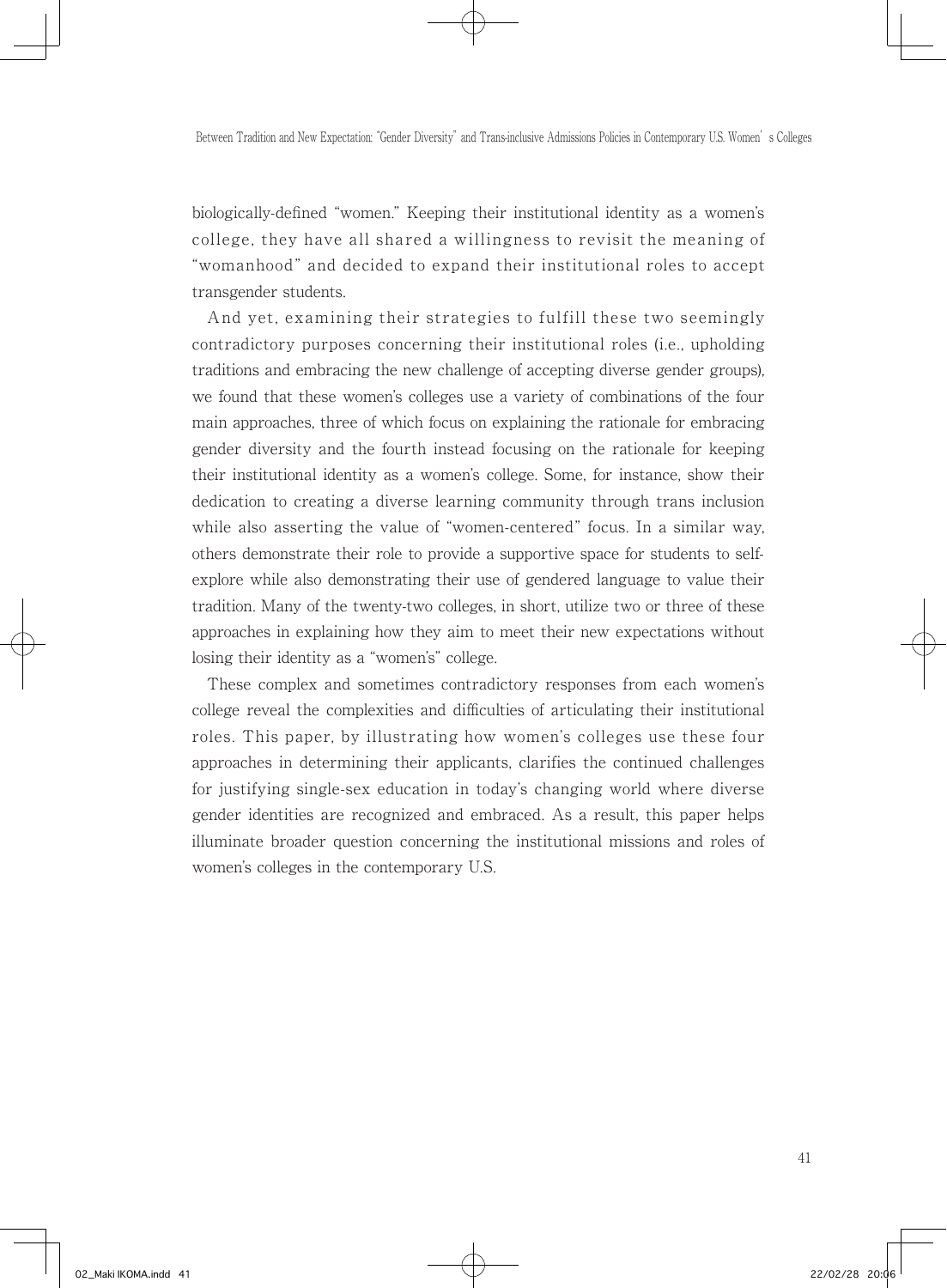biologically-defined "women." Keeping their institutional identity as a women's college, they have all shared a willingness to revisit the meaning of "womanhood" and decided to expand their institutional roles to accept transgender students.

And yet, examining their strategies to fulfill these two seemingly contradictory purposes concerning their institutional roles (i.e., upholding traditions and embracing the new challenge of accepting diverse gender groups), we found that these women's colleges use a variety of combinations of the four main approaches, three of which focus on explaining the rationale for embracing gender diversity and the fourth instead focusing on the rationale for keeping their institutional identity as a women's college. Some, for instance, show their dedication to creating a diverse learning community through trans inclusion while also asserting the value of "women-centered" focus. In a similar way, others demonstrate their role to provide a supportive space for students to self-explore while also demonstrating their use of gendered language to value their tradition. Many of the twenty-two colleges, in short, utilize two or three of these approaches in explaining how they aim to meet their new expectations without losing their identity as a "women's" college.

These complex and sometimes contradictory responses from each women's college reveal the complexities and difficulties of articulating their institutional roles. This paper, by illustrating how women's colleges use these four approaches in determining their applicants, clarifies the continued challenges for justifying single-sex education in today's changing world where diverse gender identities are recognized and embraced. As a result, this paper helps illuminate broader question concerning the institutional missions and roles of women's colleges in the contemporary U.S.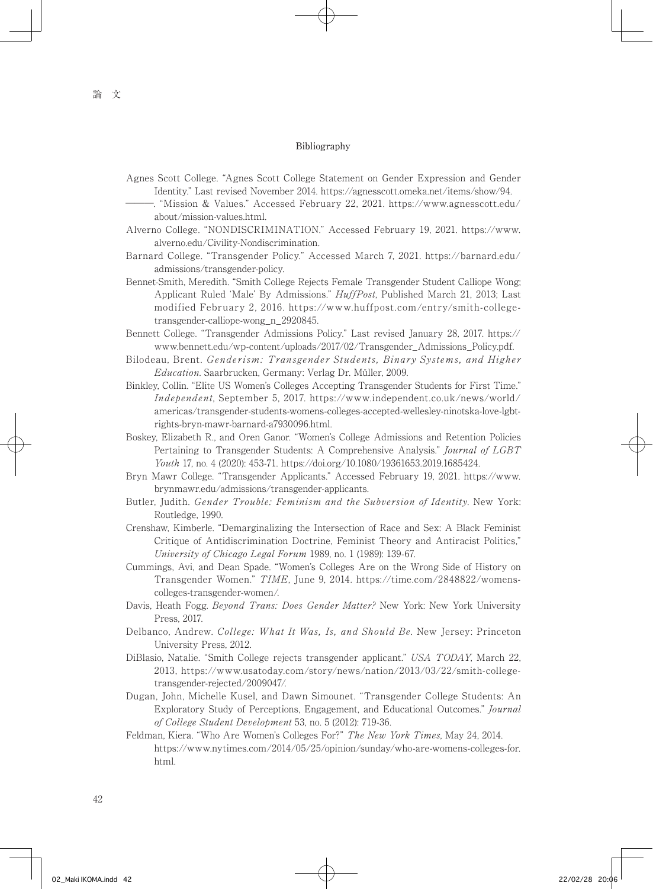## Bibliography

Agnes Scott College. "Agnes Scott College Statement on Gender Expression and Gender Identity." Last revised November 2014. https://agnesscott.omeka.net/items/show/94.

———. "Mission & Values." Accessed February 22, 2021. https://www.agnesscott.edu/about/mission-values.html.

Alverno College. "NONDISCRIMINATION." Accessed February 19, 2021. https://www.alverno.edu/Civility-Nondiscrimination.

Barnard College. "Transgender Policy." Accessed March 7, 2021. https://barnard.edu/admissions/transgender-policy.

Bennet-Smith, Meredith. "Smith College Rejects Female Transgender Student Calliope Wong; Applicant Ruled 'Male' By Admissions." *HuffPost*, Published March 21, 2013; Last modified February 2, 2016. https://www.huffpost.com/entry/smith-college-transgender-calliope-wong_n_2920845.

Bennett College. "Transgender Admissions Policy." Last revised January 28, 2017. https://www.bennett.edu/wp-content/uploads/2017/02/Transgender_Admissions_Policy.pdf.

Bilodeau, Brent. *Genderism: Transgender Students, Binary Systems, and Higher Education*. Saarbrucken, Germany: Verlag Dr. Müller, 2009.

Binkley, Collin. "Elite US Women's Colleges Accepting Transgender Students for First Time." *Independent*, September 5, 2017. https://www.independent.co.uk/news/world/americas/transgender-students-womens-colleges-accepted-wellesley-ninotska-love-lgbt-rights-bryn-mawr-barnard-a7930096.html.

Boskey, Elizabeth R., and Oren Ganor. "Women's College Admissions and Retention Policies Pertaining to Transgender Students: A Comprehensive Analysis." *Journal of LGBT Youth* 17, no. 4 (2020): 453-71. https://doi.org/10.1080/19361653.2019.1685424.

Bryn Mawr College. "Transgender Applicants." Accessed February 19, 2021. https://www.brynmawr.edu/admissions/transgender-applicants.

Butler, Judith. *Gender Trouble: Feminism and the Subversion of Identity*. New York: Routledge, 1990.

Crenshaw, Kimberle. "Demarginalizing the Intersection of Race and Sex: A Black Feminist Critique of Antidiscrimination Doctrine, Feminist Theory and Antiracist Politics," *University of Chicago Legal Forum* 1989, no. 1 (1989): 139-67.

Cummings, Avi, and Dean Spade. "Women's Colleges Are on the Wrong Side of History on Transgender Women." *TIME*, June 9, 2014. https://time.com/2848822/womens-colleges-transgender-women/.

Davis, Heath Fogg. *Beyond Trans: Does Gender Matter?* New York: New York University Press, 2017.

Delbanco, Andrew. *College: What It Was, Is, and Should Be*. New Jersey: Princeton University Press, 2012.

DiBlasio, Natalie. "Smith College rejects transgender applicant." *USA TODAY*, March 22, 2013, https://www.usatoday.com/story/news/nation/2013/03/22/smith-college-transgender-rejected/2009047/.

Dugan, John, Michelle Kusel, and Dawn Simounet. "Transgender College Students: An Exploratory Study of Perceptions, Engagement, and Educational Outcomes." *Journal of College Student Development* 53, no. 5 (2012): 719-36.

Feldman, Kiera. "Who Are Women's Colleges For?" *The New York Times*, May 24, 2014. https://www.nytimes.com/2014/05/25/opinion/sunday/who-are-womens-colleges-for.html.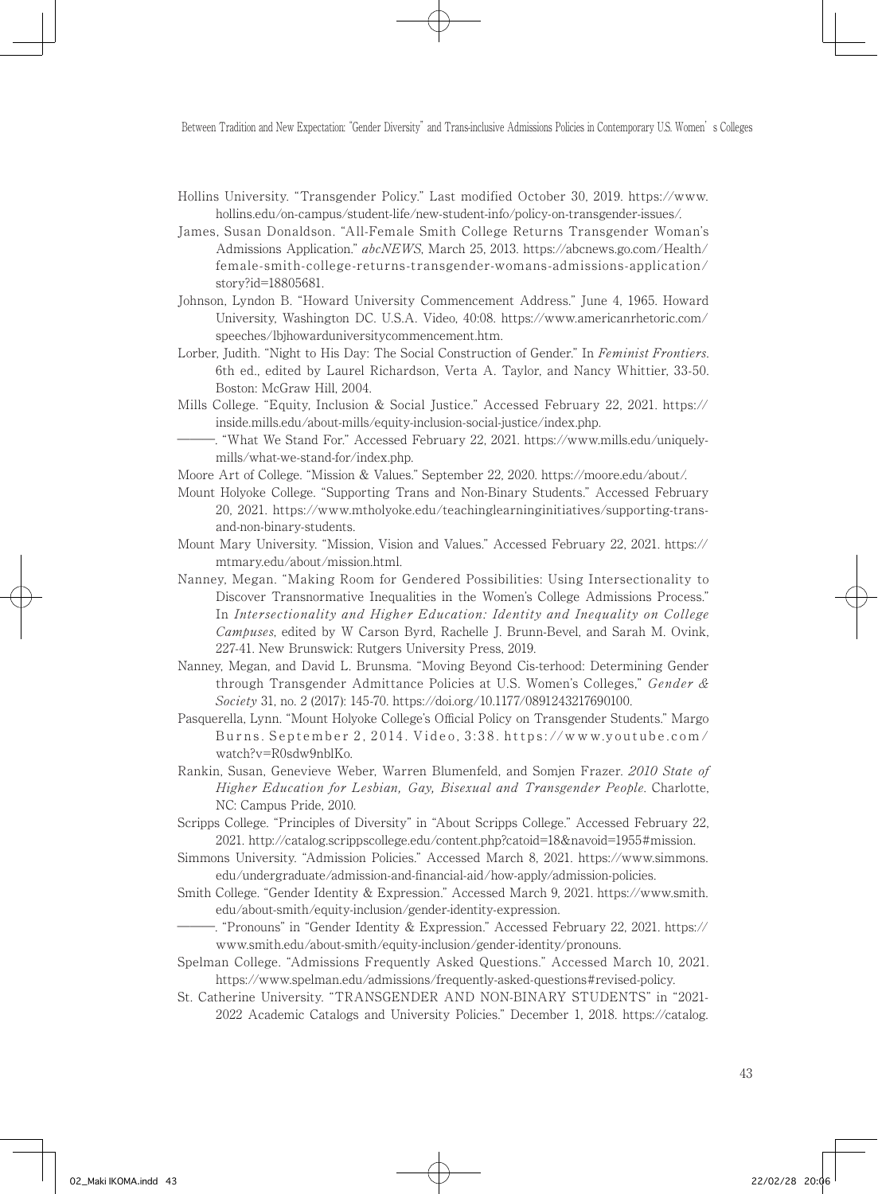Hollins University. "Transgender Policy." Last modified October 30, 2019. https://www.hollins.edu/on-campus/student-life/new-student-info/policy-on-transgender-issues/.

James, Susan Donaldson. "All-Female Smith College Returns Transgender Woman's Admissions Application." *abcNEWS*, March 25, 2013. https://abcnews.go.com/Health/female-smith-college-returns-transgender-womans-admissions-application/story?id=18805681.

Johnson, Lyndon B. "Howard University Commencement Address." June 4, 1965. Howard University, Washington DC. U.S.A. Video, 40:08. https://www.americanrhetoric.com/speeches/lbjhowarduniversitycommencement.htm.

Lorber, Judith. "Night to His Day: The Social Construction of Gender." In *Feminist Frontiers*. 6th ed., edited by Laurel Richardson, Verta A. Taylor, and Nancy Whittier, 33-50. Boston: McGraw Hill, 2004.

Mills College. "Equity, Inclusion & Social Justice." Accessed February 22, 2021. https://inside.mills.edu/about-mills/equity-inclusion-social-justice/index.php.

———. "What We Stand For." Accessed February 22, 2021. https://www.mills.edu/uniquely-mills/what-we-stand-for/index.php.

Moore Art of College. "Mission & Values." September 22, 2020. https://moore.edu/about/.

Mount Holyoke College. "Supporting Trans and Non-Binary Students." Accessed February 20, 2021. https://www.mtholyoke.edu/teachinglearninginitiatives/supporting-trans-and-non-binary-students.

Mount Mary University. "Mission, Vision and Values." Accessed February 22, 2021. https://mtmary.edu/about/mission.html.

Nanney, Megan. "Making Room for Gendered Possibilities: Using Intersectionality to Discover Transnormative Inequalities in the Women's College Admissions Process." In *Intersectionality and Higher Education: Identity and Inequality on College Campuses*, edited by W Carson Byrd, Rachelle J. Brunn-Bevel, and Sarah M. Ovink, 227-41. New Brunswick: Rutgers University Press, 2019.

Nanney, Megan, and David L. Brunsma. "Moving Beyond Cis-terhood: Determining Gender through Transgender Admittance Policies at U.S. Women's Colleges," *Gender & Society* 31, no. 2 (2017): 145-70. https://doi.org/10.1177/0891243217690100.

Pasquerella, Lynn. "Mount Holyoke College's Official Policy on Transgender Students." Margo Burns. September 2, 2014. Video, 3:38. https://www.youtube.com/watch?v=R0sdw9nblKo.

Rankin, Susan, Genevieve Weber, Warren Blumenfeld, and Somjen Frazer. *2010 State of Higher Education for Lesbian, Gay, Bisexual and Transgender People*. Charlotte, NC: Campus Pride, 2010.

Scripps College. "Principles of Diversity" in "About Scripps College." Accessed February 22, 2021. http://catalog.scrippscollege.edu/content.php?catoid=18&navoid=1955#mission.

Simmons University. "Admission Policies." Accessed March 8, 2021. https://www.simmons.edu/undergraduate/admission-and-financial-aid/how-apply/admission-policies.

Smith College. "Gender Identity & Expression." Accessed March 9, 2021. https://www.smith.edu/about-smith/equity-inclusion/gender-identity-expression.

———. "Pronouns" in "Gender Identity & Expression." Accessed February 22, 2021. https://www.smith.edu/about-smith/equity-inclusion/gender-identity/pronouns.

Spelman College. "Admissions Frequently Asked Questions." Accessed March 10, 2021. https://www.spelman.edu/admissions/frequently-asked-questions#revised-policy.

St. Catherine University. "TRANSGENDER AND NON-BINARY STUDENTS" in "2021-2022 Academic Catalogs and University Policies." December 1, 2018. https://catalog.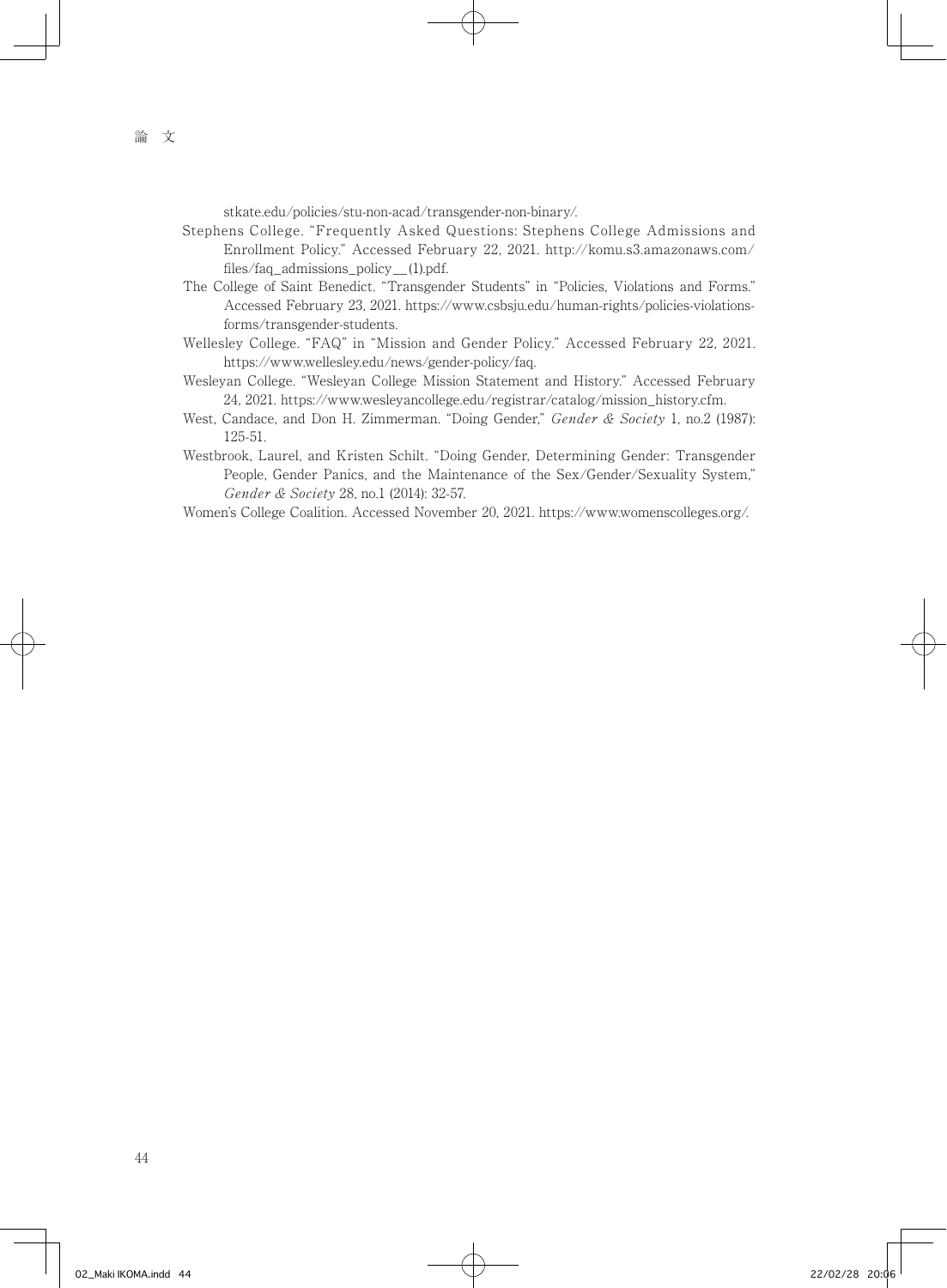stkate.edu/policies/stu-non-acad/transgender-non-binary/.

Stephens College. "Frequently Asked Questions: Stephens College Admissions and Enrollment Policy." Accessed February 22, 2021. http://komu.s3.amazonaws.com/files/faq_admissions_policy__(1).pdf.

The College of Saint Benedict. "Transgender Students" in "Policies, Violations and Forms." Accessed February 23, 2021. https://www.csbsju.edu/human-rights/policies-violations-forms/transgender-students.

Wellesley College. "FAQ" in "Mission and Gender Policy." Accessed February 22, 2021. https://www.wellesley.edu/news/gender-policy/faq.

Wesleyan College. "Wesleyan College Mission Statement and History." Accessed February 24, 2021. https://www.wesleyancollege.edu/registrar/catalog/mission_history.cfm.

West, Candace, and Don H. Zimmerman. "Doing Gender," *Gender & Society* 1, no.2 (1987): 125-51.

Westbrook, Laurel, and Kristen Schilt. "Doing Gender, Determining Gender: Transgender People, Gender Panics, and the Maintenance of the Sex/Gender/Sexuality System," *Gender & Society* 28, no.1 (2014): 32-57.

Women's College Coalition. Accessed November 20, 2021. https://www.womenscolleges.org/.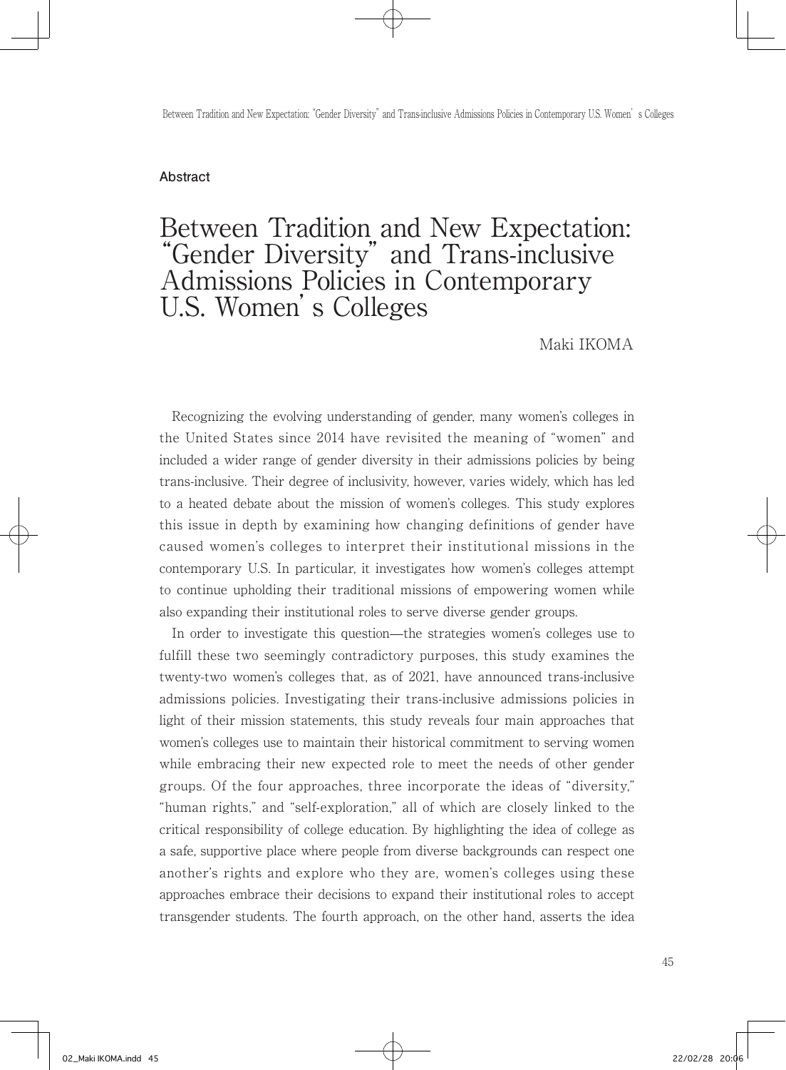## Abstract

# Between Tradition and New Expectation: "Gender Diversity" and Trans-inclusive Admissions Policies in Contemporary U.S. Women's Colleges

Maki IKOMA

Recognizing the evolving understanding of gender, many women's colleges in the United States since 2014 have revisited the meaning of "women" and included a wider range of gender diversity in their admissions policies by being trans-inclusive. Their degree of inclusivity, however, varies widely, which has led to a heated debate about the mission of women's colleges. This study explores this issue in depth by examining how changing definitions of gender have caused women's colleges to interpret their institutional missions in the contemporary U.S. In particular, it investigates how women's colleges attempt to continue upholding their traditional missions of empowering women while also expanding their institutional roles to serve diverse gender groups.

In order to investigate this question—the strategies women's colleges use to fulfill these two seemingly contradictory purposes, this study examines the twenty-two women's colleges that, as of 2021, have announced trans-inclusive admissions policies. Investigating their trans-inclusive admissions policies in light of their mission statements, this study reveals four main approaches that women's colleges use to maintain their historical commitment to serving women while embracing their new expected role to meet the needs of other gender groups. Of the four approaches, three incorporate the ideas of "diversity," "human rights," and "self-exploration," all of which are closely linked to the critical responsibility of college education. By highlighting the idea of college as a safe, supportive place where people from diverse backgrounds can respect one another's rights and explore who they are, women's colleges using these approaches embrace their decisions to expand their institutional roles to accept transgender students. The fourth approach, on the other hand, asserts the idea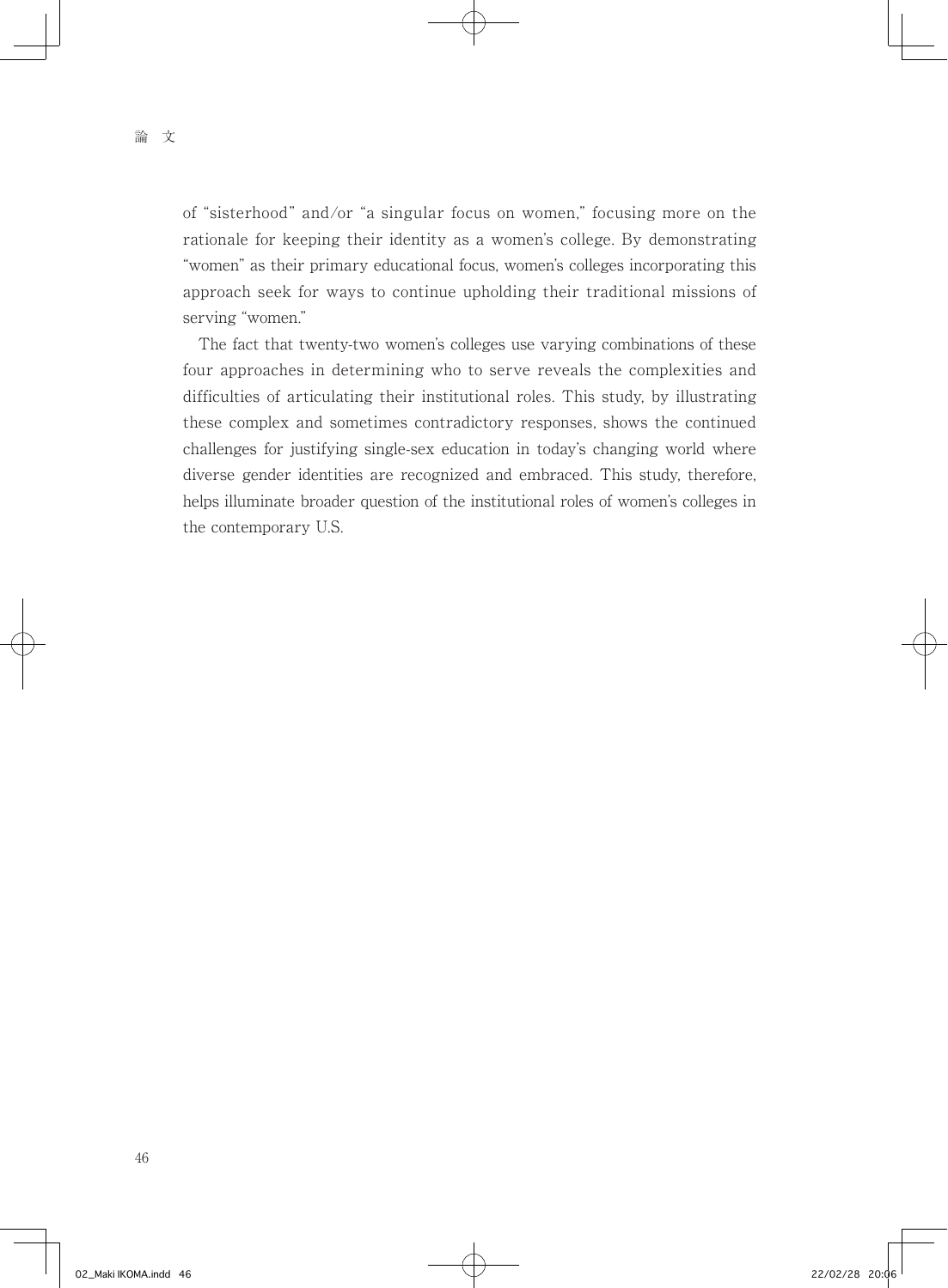of "sisterhood" and/or "a singular focus on women," focusing more on the rationale for keeping their identity as a women's college. By demonstrating "women" as their primary educational focus, women's colleges incorporating this approach seek for ways to continue upholding their traditional missions of serving "women."

The fact that twenty-two women's colleges use varying combinations of these four approaches in determining who to serve reveals the complexities and difficulties of articulating their institutional roles. This study, by illustrating these complex and sometimes contradictory responses, shows the continued challenges for justifying single-sex education in today's changing world where diverse gender identities are recognized and embraced. This study, therefore, helps illuminate broader question of the institutional roles of women's colleges in the contemporary U.S.